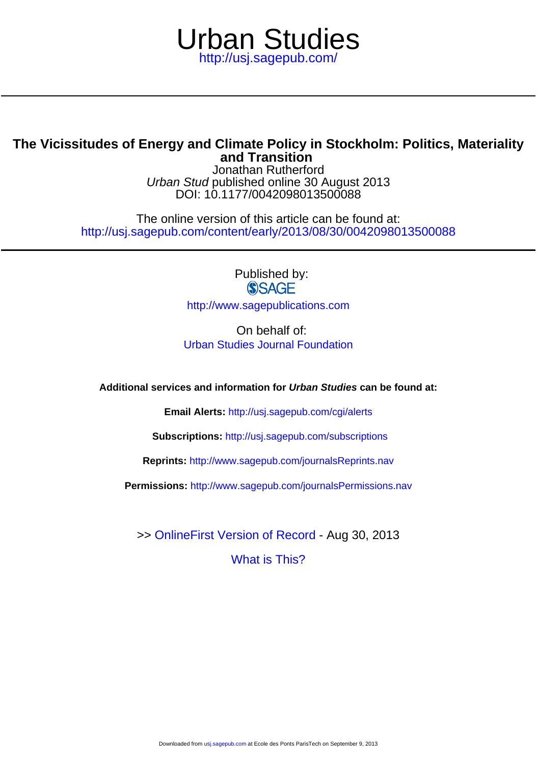# Urban Studies

http://usj.sagepub.com/

## The Vicissitudes of Energy and Climate Policy in Stockholm: Politics, Materiality and Transition

Jonathan Rutherford

*Urban Stud* published online 30 August 2013

DOI: 10.1177/0042098013500088

The online version of this article can be found at:

http://usj.sagepub.com/content/early/2013/08/30/0042098013500088

Published by:

SAGE

http://www.sagepublications.com

On behalf of:

Urban Studies Journal Foundation

**Additional services and information for *Urban Studies* can be found at:**

**Email Alerts:** http://usj.sagepub.com/cgi/alerts

**Subscriptions:** http://usj.sagepub.com/subscriptions

**Reprints:** http://www.sagepub.com/journalsReprints.nav

**Permissions:** http://www.sagepub.com/journalsPermissions.nav

>> OnlineFirst Version of Record - Aug 30, 2013

What is This?

Downloaded from usj.sagepub.com at Ecole des Ponts ParisTech on September 9, 2013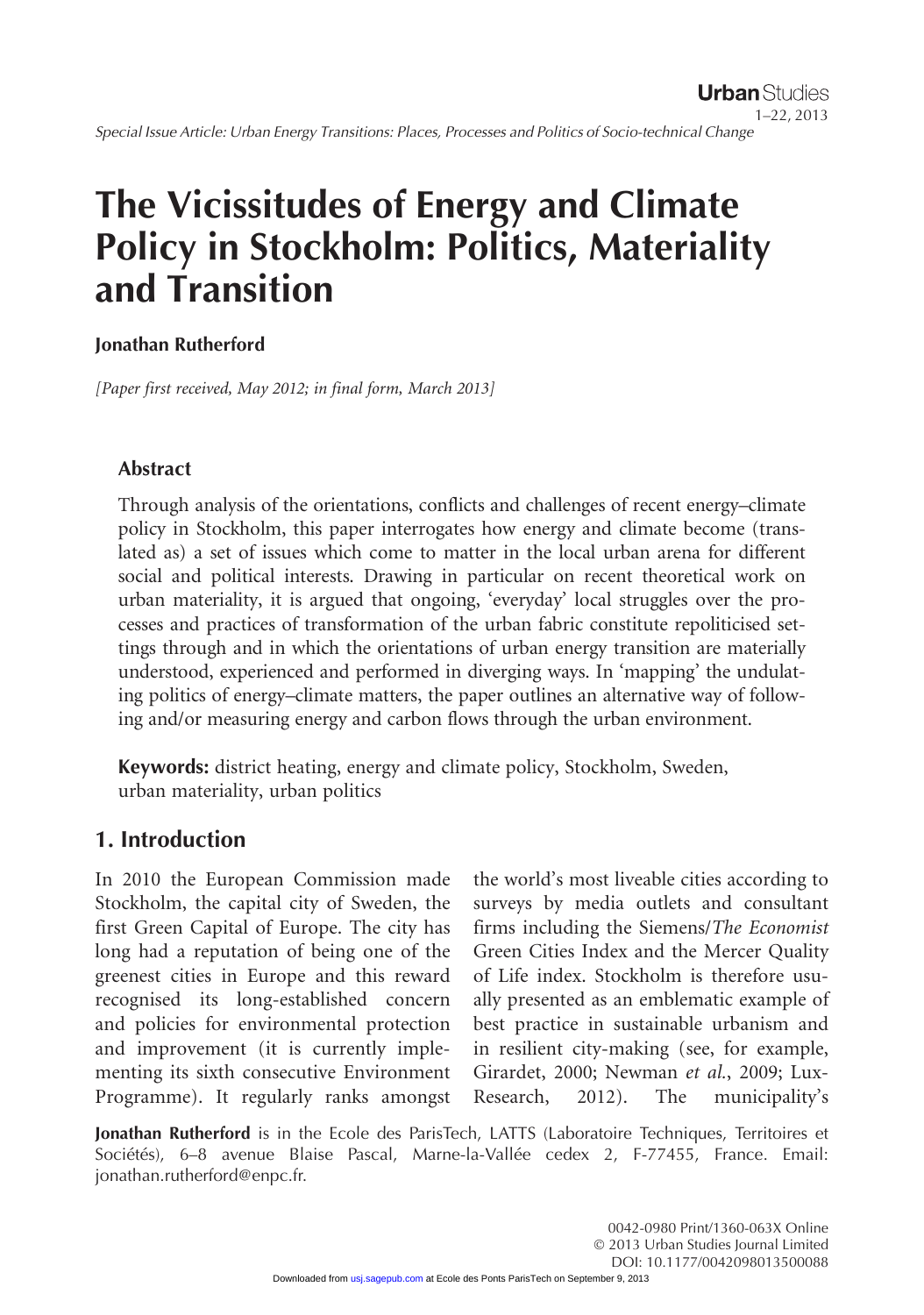Special Issue Article: Urban Energy Transitions: Places, Processes and Politics of Socio-technical Change

# The Vicissitudes of Energy and Climate Policy in Stockholm: Politics, Materiality and Transition

**Jonathan Rutherford**

*[Paper first received, May 2012; in final form, March 2013]*

### Abstract

Through analysis of the orientations, conflicts and challenges of recent energy–climate policy in Stockholm, this paper interrogates how energy and climate become (translated as) a set of issues which come to matter in the local urban arena for different social and political interests. Drawing in particular on recent theoretical work on urban materiality, it is argued that ongoing, 'everyday' local struggles over the processes and practices of transformation of the urban fabric constitute repoliticised settings through and in which the orientations of urban energy transition are materially understood, experienced and performed in diverging ways. In 'mapping' the undulating politics of energy–climate matters, the paper outlines an alternative way of following and/or measuring energy and carbon flows through the urban environment.

**Keywords:** district heating, energy and climate policy, Stockholm, Sweden, urban materiality, urban politics

## 1. Introduction

In 2010 the European Commission made Stockholm, the capital city of Sweden, the first Green Capital of Europe. The city has long had a reputation of being one of the greenest cities in Europe and this reward recognised its long-established concern and policies for environmental protection and improvement (it is currently implementing its sixth consecutive Environment Programme). It regularly ranks amongst the world's most liveable cities according to surveys by media outlets and consultant firms including the Siemens/*The Economist* Green Cities Index and the Mercer Quality of Life index. Stockholm is therefore usually presented as an emblematic example of best practice in sustainable urbanism and in resilient city-making (see, for example, Girardet, 2000; Newman *et al.*, 2009; Lux-Research, 2012). The municipality's

**Jonathan Rutherford** is in the Ecole des ParisTech, LATTS (Laboratoire Techniques, Territoires et Sociétés), 6–8 avenue Blaise Pascal, Marne-la-Vallée cedex 2, F-77455, France. Email: jonathan.rutherford@enpc.fr.

0042-0980 Print/1360-063X Online
© 2013 Urban Studies Journal Limited
DOI: 10.1177/0042098013500088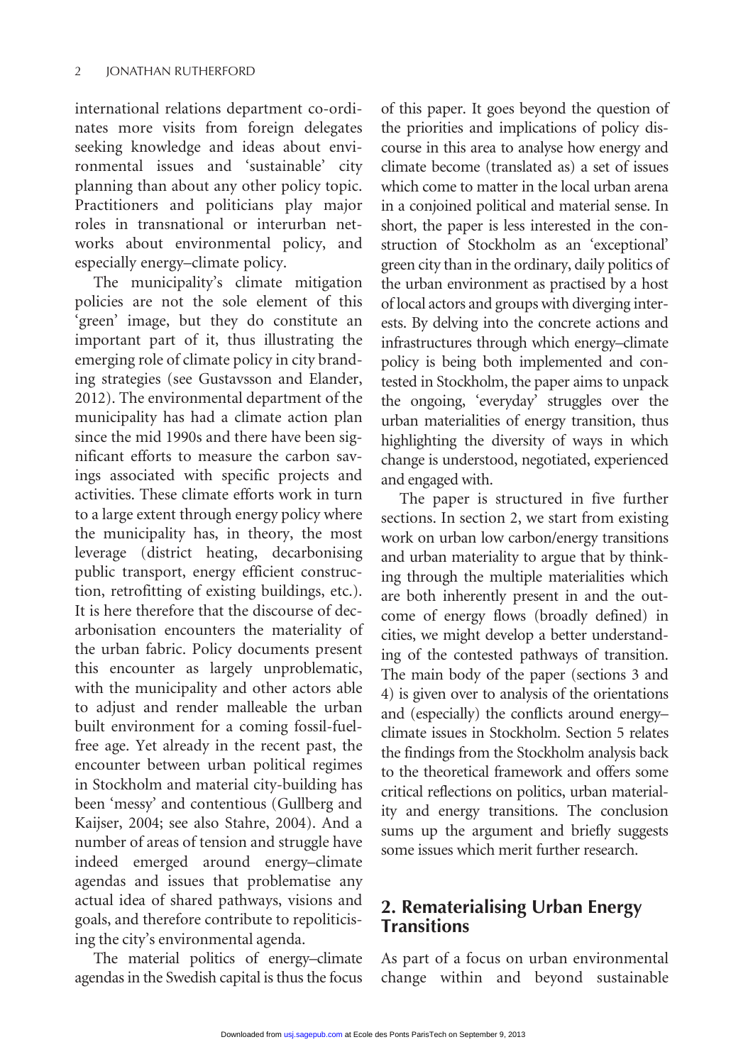international relations department co-ordinates more visits from foreign delegates seeking knowledge and ideas about environmental issues and 'sustainable' city planning than about any other policy topic. Practitioners and politicians play major roles in transnational or interurban networks about environmental policy, and especially energy–climate policy.

The municipality's climate mitigation policies are not the sole element of this 'green' image, but they do constitute an important part of it, thus illustrating the emerging role of climate policy in city branding strategies (see Gustavsson and Elander, 2012). The environmental department of the municipality has had a climate action plan since the mid 1990s and there have been significant efforts to measure the carbon savings associated with specific projects and activities. These climate efforts work in turn to a large extent through energy policy where the municipality has, in theory, the most leverage (district heating, decarbonising public transport, energy efficient construction, retrofitting of existing buildings, etc.). It is here therefore that the discourse of decarbonisation encounters the materiality of the urban fabric. Policy documents present this encounter as largely unproblematic, with the municipality and other actors able to adjust and render malleable the urban built environment for a coming fossil-fuel-free age. Yet already in the recent past, the encounter between urban political regimes in Stockholm and material city-building has been 'messy' and contentious (Gullberg and Kaijser, 2004; see also Stahre, 2004). And a number of areas of tension and struggle have indeed emerged around energy–climate agendas and issues that problematise any actual idea of shared pathways, visions and goals, and therefore contribute to repoliticising the city's environmental agenda.

The material politics of energy–climate agendas in the Swedish capital is thus the focus of this paper. It goes beyond the question of the priorities and implications of policy discourse in this area to analyse how energy and climate become (translated as) a set of issues which come to matter in the local urban arena in a conjoined political and material sense. In short, the paper is less interested in the construction of Stockholm as an 'exceptional' green city than in the ordinary, daily politics of the urban environment as practised by a host of local actors and groups with diverging interests. By delving into the concrete actions and infrastructures through which energy–climate policy is being both implemented and contested in Stockholm, the paper aims to unpack the ongoing, 'everyday' struggles over the urban materialities of energy transition, thus highlighting the diversity of ways in which change is understood, negotiated, experienced and engaged with.

The paper is structured in five further sections. In section 2, we start from existing work on urban low carbon/energy transitions and urban materiality to argue that by thinking through the multiple materialities which are both inherently present in and the outcome of energy flows (broadly defined) in cities, we might develop a better understanding of the contested pathways of transition. The main body of the paper (sections 3 and 4) is given over to analysis of the orientations and (especially) the conflicts around energy–climate issues in Stockholm. Section 5 relates the findings from the Stockholm analysis back to the theoretical framework and offers some critical reflections on politics, urban materiality and energy transitions. The conclusion sums up the argument and briefly suggests some issues which merit further research.

## 2. Rematerialising Urban Energy Transitions

As part of a focus on urban environmental change within and beyond sustainable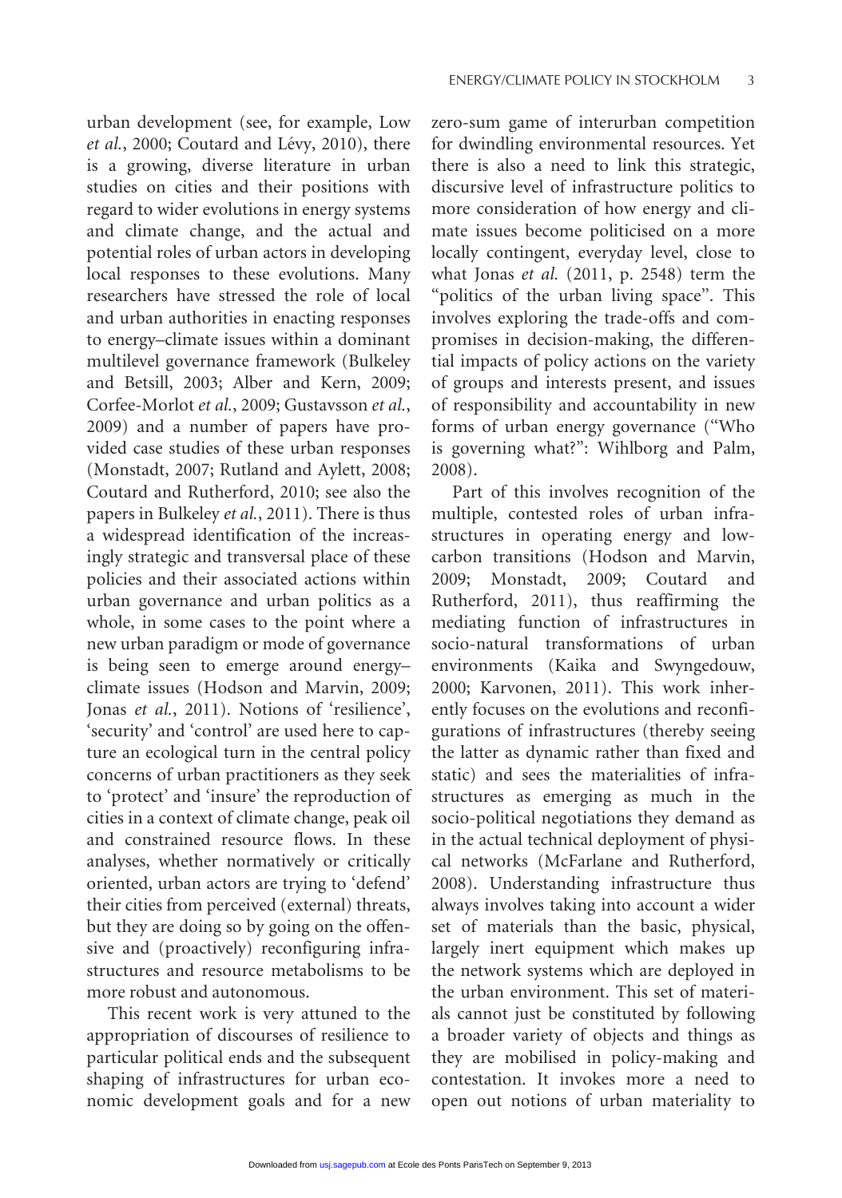urban development (see, for example, Low *et al.*, 2000; Coutard and Lévy, 2010), there is a growing, diverse literature in urban studies on cities and their positions with regard to wider evolutions in energy systems and climate change, and the actual and potential roles of urban actors in developing local responses to these evolutions. Many researchers have stressed the role of local and urban authorities in enacting responses to energy–climate issues within a dominant multilevel governance framework (Bulkeley and Betsill, 2003; Alber and Kern, 2009; Corfee-Morlot *et al.*, 2009; Gustavsson *et al.*, 2009) and a number of papers have provided case studies of these urban responses (Monstadt, 2007; Rutland and Aylett, 2008; Coutard and Rutherford, 2010; see also the papers in Bulkeley *et al.*, 2011). There is thus a widespread identification of the increasingly strategic and transversal place of these policies and their associated actions within urban governance and urban politics as a whole, in some cases to the point where a new urban paradigm or mode of governance is being seen to emerge around energy–climate issues (Hodson and Marvin, 2009; Jonas *et al.*, 2011). Notions of 'resilience', 'security' and 'control' are used here to capture an ecological turn in the central policy concerns of urban practitioners as they seek to 'protect' and 'insure' the reproduction of cities in a context of climate change, peak oil and constrained resource flows. In these analyses, whether normatively or critically oriented, urban actors are trying to 'defend' their cities from perceived (external) threats, but they are doing so by going on the offensive and (proactively) reconfiguring infrastructures and resource metabolisms to be more robust and autonomous.

This recent work is very attuned to the appropriation of discourses of resilience to particular political ends and the subsequent shaping of infrastructures for urban economic development goals and for a new zero-sum game of interurban competition for dwindling environmental resources. Yet there is also a need to link this strategic, discursive level of infrastructure politics to more consideration of how energy and climate issues become politicised on a more locally contingent, everyday level, close to what Jonas *et al.* (2011, p. 2548) term the "politics of the urban living space". This involves exploring the trade-offs and compromises in decision-making, the differential impacts of policy actions on the variety of groups and interests present, and issues of responsibility and accountability in new forms of urban energy governance ("Who is governing what?": Wihlborg and Palm, 2008).

Part of this involves recognition of the multiple, contested roles of urban infrastructures in operating energy and low-carbon transitions (Hodson and Marvin, 2009; Monstadt, 2009; Coutard and Rutherford, 2011), thus reaffirming the mediating function of infrastructures in socio-natural transformations of urban environments (Kaika and Swyngedouw, 2000; Karvonen, 2011). This work inherently focuses on the evolutions and reconfigurations of infrastructures (thereby seeing the latter as dynamic rather than fixed and static) and sees the materialities of infrastructures as emerging as much in the socio-political negotiations they demand as in the actual technical deployment of physical networks (McFarlane and Rutherford, 2008). Understanding infrastructure thus always involves taking into account a wider set of materials than the basic, physical, largely inert equipment which makes up the network systems which are deployed in the urban environment. This set of materials cannot just be constituted by following a broader variety of objects and things as they are mobilised in policy-making and contestation. It invokes more a need to open out notions of urban materiality to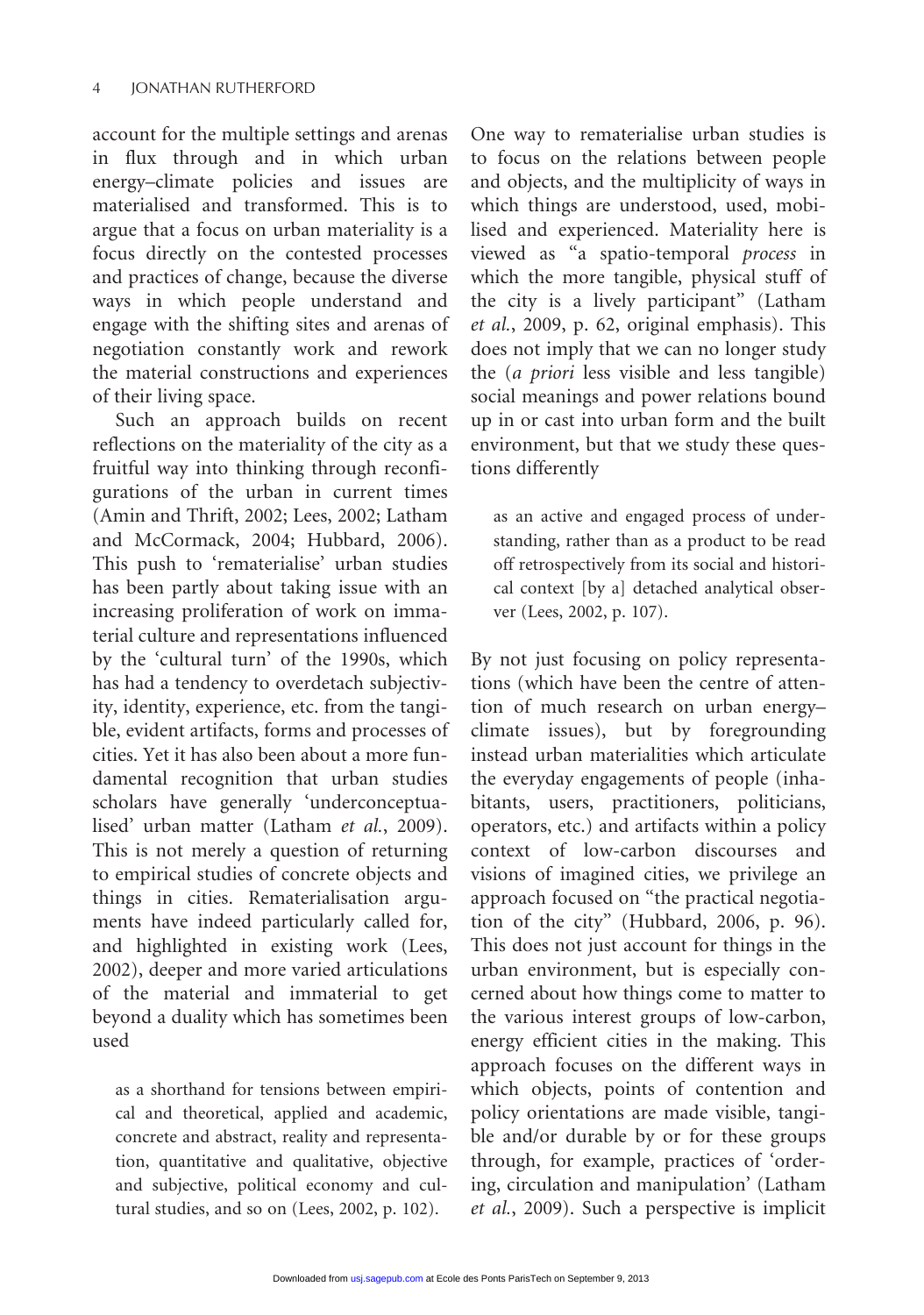account for the multiple settings and arenas in flux through and in which urban energy–climate policies and issues are materialised and transformed. This is to argue that a focus on urban materiality is a focus directly on the contested processes and practices of change, because the diverse ways in which people understand and engage with the shifting sites and arenas of negotiation constantly work and rework the material constructions and experiences of their living space.

Such an approach builds on recent reflections on the materiality of the city as a fruitful way into thinking through reconfigurations of the urban in current times (Amin and Thrift, 2002; Lees, 2002; Latham and McCormack, 2004; Hubbard, 2006). This push to 'rematerialise' urban studies has been partly about taking issue with an increasing proliferation of work on immaterial culture and representations influenced by the 'cultural turn' of the 1990s, which has had a tendency to overdetach subjectivity, identity, experience, etc. from the tangible, evident artifacts, forms and processes of cities. Yet it has also been about a more fundamental recognition that urban studies scholars have generally 'underconceptualised' urban matter (Latham *et al.*, 2009). This is not merely a question of returning to empirical studies of concrete objects and things in cities. Rematerialisation arguments have indeed particularly called for, and highlighted in existing work (Lees, 2002), deeper and more varied articulations of the material and immaterial to get beyond a duality which has sometimes been used

> as a shorthand for tensions between empirical and theoretical, applied and academic, concrete and abstract, reality and representation, quantitative and qualitative, objective and subjective, political economy and cultural studies, and so on (Lees, 2002, p. 102).

One way to rematerialise urban studies is to focus on the relations between people and objects, and the multiplicity of ways in which things are understood, used, mobilised and experienced. Materiality here is viewed as "a spatio-temporal *process* in which the more tangible, physical stuff of the city is a lively participant" (Latham *et al.*, 2009, p. 62, original emphasis). This does not imply that we can no longer study the (*a priori* less visible and less tangible) social meanings and power relations bound up in or cast into urban form and the built environment, but that we study these questions differently

> as an active and engaged process of understanding, rather than as a product to be read off retrospectively from its social and historical context [by a] detached analytical observer (Lees, 2002, p. 107).

By not just focusing on policy representations (which have been the centre of attention of much research on urban energy–climate issues), but by foregrounding instead urban materialities which articulate the everyday engagements of people (inhabitants, users, practitioners, politicians, operators, etc.) and artifacts within a policy context of low-carbon discourses and visions of imagined cities, we privilege an approach focused on "the practical negotiation of the city" (Hubbard, 2006, p. 96). This does not just account for things in the urban environment, but is especially concerned about how things come to matter to the various interest groups of low-carbon, energy efficient cities in the making. This approach focuses on the different ways in which objects, points of contention and policy orientations are made visible, tangible and/or durable by or for these groups through, for example, practices of 'ordering, circulation and manipulation' (Latham *et al.*, 2009). Such a perspective is implicit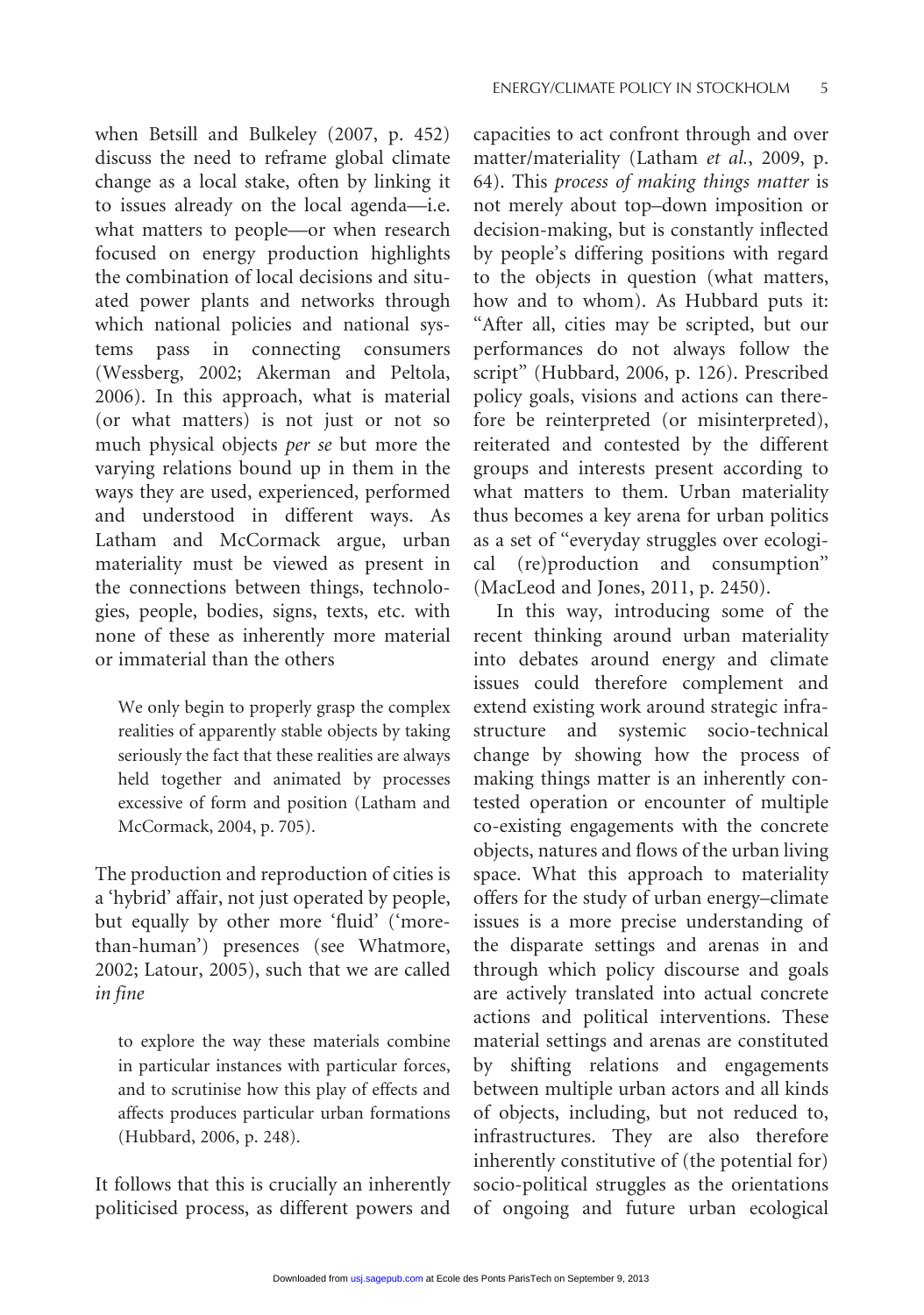when Betsill and Bulkeley (2007, p. 452) discuss the need to reframe global climate change as a local stake, often by linking it to issues already on the local agenda—i.e. what matters to people—or when research focused on energy production highlights the combination of local decisions and situated power plants and networks through which national policies and national systems pass in connecting consumers (Wessberg, 2002; Akerman and Peltola, 2006). In this approach, what is material (or what matters) is not just or not so much physical objects *per se* but more the varying relations bound up in them in the ways they are used, experienced, performed and understood in different ways. As Latham and McCormack argue, urban materiality must be viewed as present in the connections between things, technologies, people, bodies, signs, texts, etc. with none of these as inherently more material or immaterial than the others

> We only begin to properly grasp the complex realities of apparently stable objects by taking seriously the fact that these realities are always held together and animated by processes excessive of form and position (Latham and McCormack, 2004, p. 705).

The production and reproduction of cities is a 'hybrid' affair, not just operated by people, but equally by other more 'fluid' ('more-than-human') presences (see Whatmore, 2002; Latour, 2005), such that we are called *in fine*

> to explore the way these materials combine in particular instances with particular forces, and to scrutinise how this play of effects and affects produces particular urban formations (Hubbard, 2006, p. 248).

It follows that this is crucially an inherently politicised process, as different powers and capacities to act confront through and over matter/materiality (Latham *et al.*, 2009, p. 64). This *process of making things matter* is not merely about top–down imposition or decision-making, but is constantly inflected by people's differing positions with regard to the objects in question (what matters, how and to whom). As Hubbard puts it: "After all, cities may be scripted, but our performances do not always follow the script" (Hubbard, 2006, p. 126). Prescribed policy goals, visions and actions can therefore be reinterpreted (or misinterpreted), reiterated and contested by the different groups and interests present according to what matters to them. Urban materiality thus becomes a key arena for urban politics as a set of "everyday struggles over ecological (re)production and consumption" (MacLeod and Jones, 2011, p. 2450).

In this way, introducing some of the recent thinking around urban materiality into debates around energy and climate issues could therefore complement and extend existing work around strategic infrastructure and systemic socio-technical change by showing how the process of making things matter is an inherently contested operation or encounter of multiple co-existing engagements with the concrete objects, natures and flows of the urban living space. What this approach to materiality offers for the study of urban energy–climate issues is a more precise understanding of the disparate settings and arenas in and through which policy discourse and goals are actively translated into actual concrete actions and political interventions. These material settings and arenas are constituted by shifting relations and engagements between multiple urban actors and all kinds of objects, including, but not reduced to, infrastructures. They are also therefore inherently constitutive of (the potential for) socio-political struggles as the orientations of ongoing and future urban ecological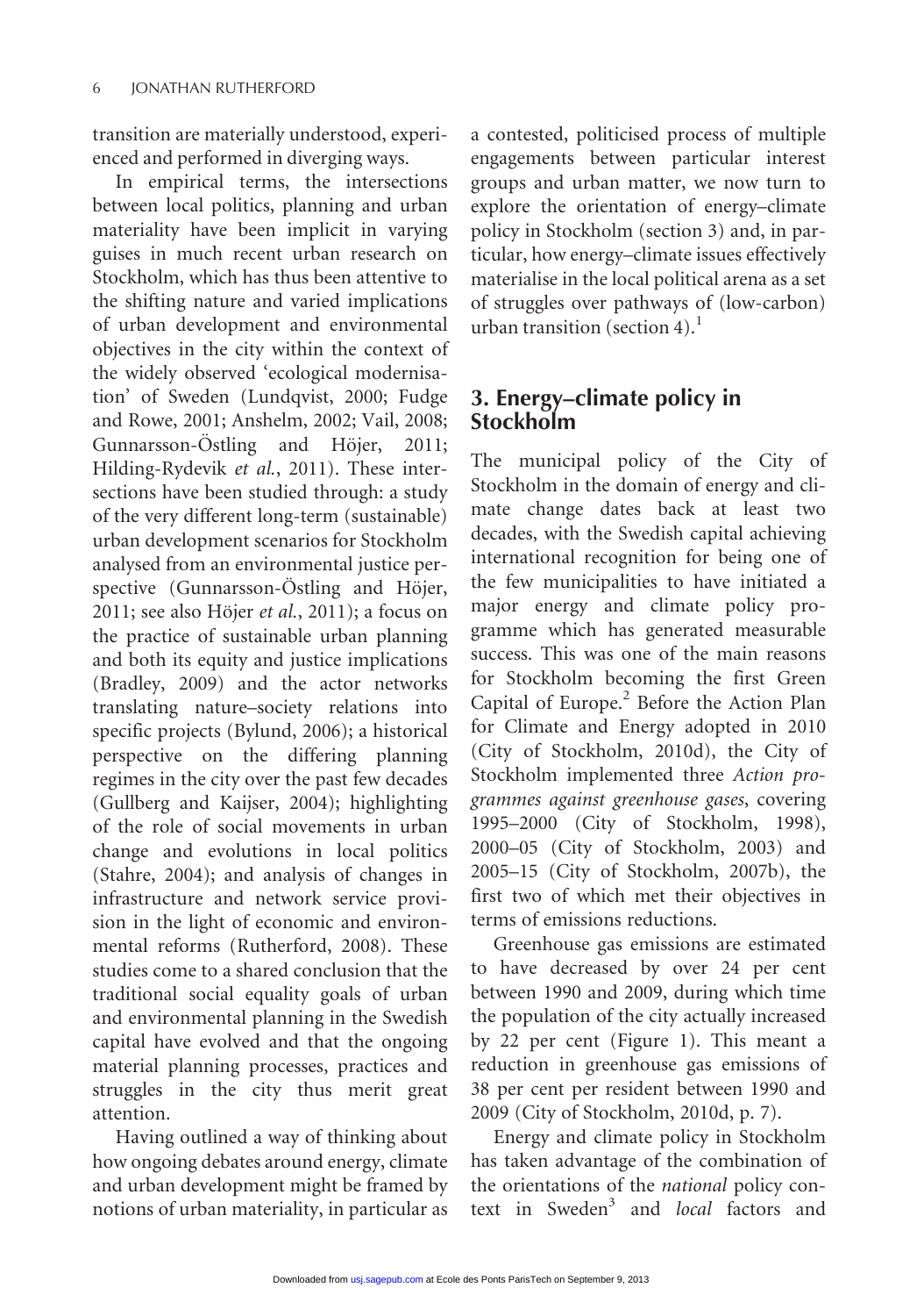transition are materially understood, experienced and performed in diverging ways.

In empirical terms, the intersections between local politics, planning and urban materiality have been implicit in varying guises in much recent urban research on Stockholm, which has thus been attentive to the shifting nature and varied implications of urban development and environmental objectives in the city within the context of the widely observed 'ecological modernisation' of Sweden (Lundqvist, 2000; Fudge and Rowe, 2001; Anshelm, 2002; Vail, 2008; Gunnarsson-Östling and Höjer, 2011; Hilding-Rydevik *et al.*, 2011). These intersections have been studied through: a study of the very different long-term (sustainable) urban development scenarios for Stockholm analysed from an environmental justice perspective (Gunnarsson-Östling and Höjer, 2011; see also Höjer *et al.*, 2011); a focus on the practice of sustainable urban planning and both its equity and justice implications (Bradley, 2009) and the actor networks translating nature–society relations into specific projects (Bylund, 2006); a historical perspective on the differing planning regimes in the city over the past few decades (Gullberg and Kaijser, 2004); highlighting of the role of social movements in urban change and evolutions in local politics (Stahre, 2004); and analysis of changes in infrastructure and network service provision in the light of economic and environmental reforms (Rutherford, 2008). These studies come to a shared conclusion that the traditional social equality goals of urban and environmental planning in the Swedish capital have evolved and that the ongoing material planning processes, practices and struggles in the city thus merit great attention.

Having outlined a way of thinking about how ongoing debates around energy, climate and urban development might be framed by notions of urban materiality, in particular as a contested, politicised process of multiple engagements between particular interest groups and urban matter, we now turn to explore the orientation of energy–climate policy in Stockholm (section 3) and, in particular, how energy–climate issues effectively materialise in the local political arena as a set of struggles over pathways of (low-carbon) urban transition (section 4).[1]

## 3. Energy–climate policy in Stockholm

The municipal policy of the City of Stockholm in the domain of energy and climate change dates back at least two decades, with the Swedish capital achieving international recognition for being one of the few municipalities to have initiated a major energy and climate policy programme which has generated measurable success. This was one of the main reasons for Stockholm becoming the first Green Capital of Europe.[2] Before the Action Plan for Climate and Energy adopted in 2010 (City of Stockholm, 2010d), the City of Stockholm implemented three *Action programmes against greenhouse gases*, covering 1995–2000 (City of Stockholm, 1998), 2000–05 (City of Stockholm, 2003) and 2005–15 (City of Stockholm, 2007b), the first two of which met their objectives in terms of emissions reductions.

Greenhouse gas emissions are estimated to have decreased by over 24 per cent between 1990 and 2009, during which time the population of the city actually increased by 22 per cent (Figure 1). This meant a reduction in greenhouse gas emissions of 38 per cent per resident between 1990 and 2009 (City of Stockholm, 2010d, p. 7).

Energy and climate policy in Stockholm has taken advantage of the combination of the orientations of the *national* policy context in Sweden[3] and *local* factors and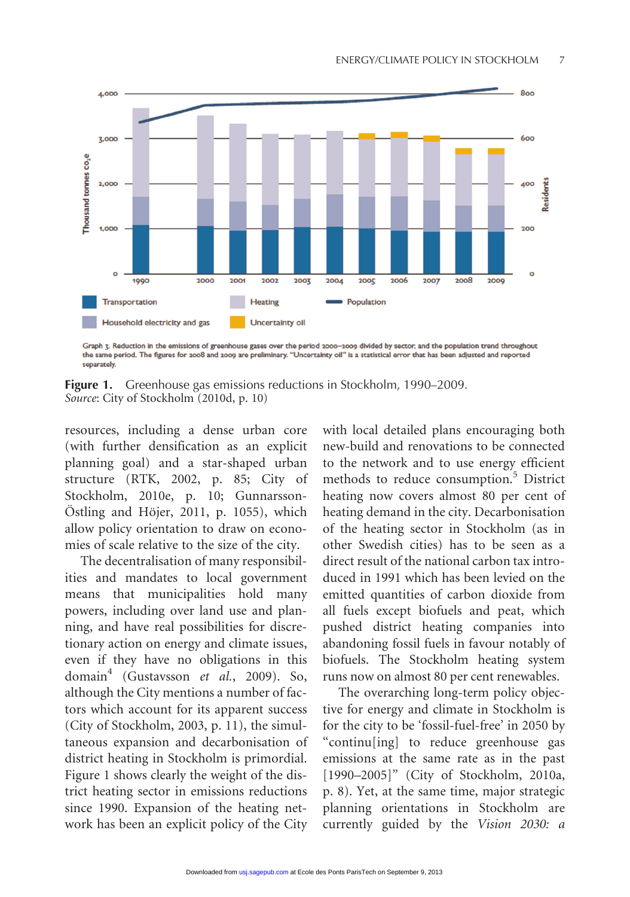Graph 3. Reduction in the emissions of greenhouse gases over the period 2000–2009 divided by sector, and the population trend throughout the same period. The figures for 2008 and 2009 are preliminary. "Uncertainty oil" is a statistical error that has been adjusted and reported separately.

**Figure 1.** Greenhouse gas emissions reductions in Stockholm, 1990–2009.
*Source*: City of Stockholm (2010d, p. 10)

resources, including a dense urban core (with further densification as an explicit planning goal) and a star-shaped urban structure (RTK, 2002, p. 85; City of Stockholm, 2010e, p. 10; Gunnarsson-Östling and Höjer, 2011, p. 1055), which allow policy orientation to draw on economies of scale relative to the size of the city.

The decentralisation of many responsibilities and mandates to local government means that municipalities hold many powers, including over land use and planning, and have real possibilities for discretionary action on energy and climate issues, even if they have no obligations in this domain[4] (Gustavsson *et al.*, 2009). So, although the City mentions a number of factors which account for its apparent success (City of Stockholm, 2003, p. 11), the simultaneous expansion and decarbonisation of district heating in Stockholm is primordial. Figure 1 shows clearly the weight of the district heating sector in emissions reductions since 1990. Expansion of the heating network has been an explicit policy of the City with local detailed plans encouraging both new-build and renovations to be connected to the network and to use energy efficient methods to reduce consumption.[5] District heating now covers almost 80 per cent of heating demand in the city. Decarbonisation of the heating sector in Stockholm (as in other Swedish cities) has to be seen as a direct result of the national carbon tax introduced in 1991 which has been levied on the emitted quantities of carbon dioxide from all fuels except biofuels and peat, which pushed district heating companies into abandoning fossil fuels in favour notably of biofuels. The Stockholm heating system runs now on almost 80 per cent renewables.

The overarching long-term policy objective for energy and climate in Stockholm is for the city to be 'fossil-fuel-free' in 2050 by "continu[ing] to reduce greenhouse gas emissions at the same rate as in the past [1990–2005]" (City of Stockholm, 2010a, p. 8). Yet, at the same time, major strategic planning orientations in Stockholm are currently guided by the *Vision 2030: a*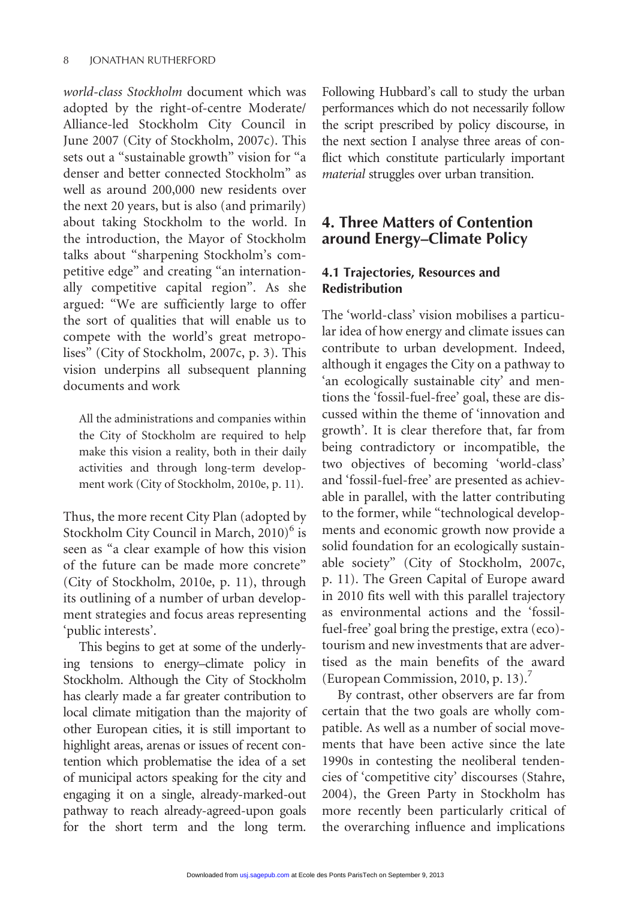*world-class Stockholm* document which was adopted by the right-of-centre Moderate/Alliance-led Stockholm City Council in June 2007 (City of Stockholm, 2007c). This sets out a "sustainable growth" vision for "a denser and better connected Stockholm" as well as around 200,000 new residents over the next 20 years, but is also (and primarily) about taking Stockholm to the world. In the introduction, the Mayor of Stockholm talks about "sharpening Stockholm's competitive edge" and creating "an internationally competitive capital region". As she argued: "We are sufficiently large to offer the sort of qualities that will enable us to compete with the world's great metropolises" (City of Stockholm, 2007c, p. 3). This vision underpins all subsequent planning documents and work

> All the administrations and companies within the City of Stockholm are required to help make this vision a reality, both in their daily activities and through long-term development work (City of Stockholm, 2010e, p. 11).

Thus, the more recent City Plan (adopted by Stockholm City Council in March, 2010)[6] is seen as "a clear example of how this vision of the future can be made more concrete" (City of Stockholm, 2010e, p. 11), through its outlining of a number of urban development strategies and focus areas representing 'public interests'.

This begins to get at some of the underlying tensions to energy–climate policy in Stockholm. Although the City of Stockholm has clearly made a far greater contribution to local climate mitigation than the majority of other European cities, it is still important to highlight areas, arenas or issues of recent contention which problematise the idea of a set of municipal actors speaking for the city and engaging it on a single, already-marked-out pathway to reach already-agreed-upon goals for the short term and the long term. Following Hubbard's call to study the urban performances which do not necessarily follow the script prescribed by policy discourse, in the next section I analyse three areas of conflict which constitute particularly important *material* struggles over urban transition.

## 4. Three Matters of Contention around Energy–Climate Policy

### 4.1 Trajectories, Resources and Redistribution

The 'world-class' vision mobilises a particular idea of how energy and climate issues can contribute to urban development. Indeed, although it engages the City on a pathway to 'an ecologically sustainable city' and mentions the 'fossil-fuel-free' goal, these are discussed within the theme of 'innovation and growth'. It is clear therefore that, far from being contradictory or incompatible, the two objectives of becoming 'world-class' and 'fossil-fuel-free' are presented as achievable in parallel, with the latter contributing to the former, while "technological developments and economic growth now provide a solid foundation for an ecologically sustainable society" (City of Stockholm, 2007c, p. 11). The Green Capital of Europe award in 2010 fits well with this parallel trajectory as environmental actions and the 'fossil-fuel-free' goal bring the prestige, extra (eco)-tourism and new investments that are advertised as the main benefits of the award (European Commission, 2010, p. 13).[7]

By contrast, other observers are far from certain that the two goals are wholly compatible. As well as a number of social movements that have been active since the late 1990s in contesting the neoliberal tendencies of 'competitive city' discourses (Stahre, 2004), the Green Party in Stockholm has more recently been particularly critical of the overarching influence and implications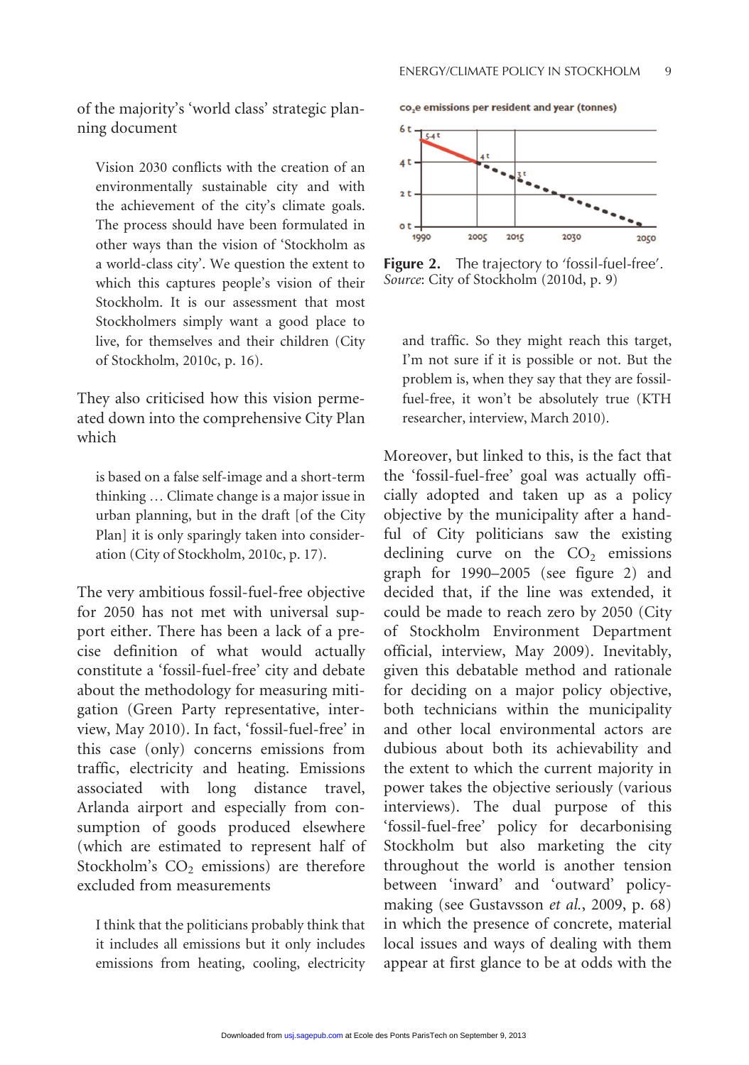of the majority's 'world class' strategic planning document

> Vision 2030 conflicts with the creation of an environmentally sustainable city and with the achievement of the city's climate goals. The process should have been formulated in other ways than the vision of 'Stockholm as a world-class city'. We question the extent to which this captures people's vision of their Stockholm. It is our assessment that most Stockholmers simply want a good place to live, for themselves and their children (City of Stockholm, 2010c, p. 16).

They also criticised how this vision permeated down into the comprehensive City Plan which

> is based on a false self-image and a short-term thinking … Climate change is a major issue in urban planning, but in the draft [of the City Plan] it is only sparingly taken into consideration (City of Stockholm, 2010c, p. 17).

The very ambitious fossil-fuel-free objective for 2050 has not met with universal support either. There has been a lack of a precise definition of what would actually constitute a 'fossil-fuel-free' city and debate about the methodology for measuring mitigation (Green Party representative, interview, May 2010). In fact, 'fossil-fuel-free' in this case (only) concerns emissions from traffic, electricity and heating. Emissions associated with long distance travel, Arlanda airport and especially from consumption of goods produced elsewhere (which are estimated to represent half of Stockholm's $CO_2$ emissions) are therefore excluded from measurements

> I think that the politicians probably think that it includes all emissions but it only includes emissions from heating, cooling, electricity and traffic. So they might reach this target, I'm not sure if it is possible or not. But the problem is, when they say that they are fossil-fuel-free, it won't be absolutely true (KTH researcher, interview, March 2010).

**Figure 2.** The trajectory to 'fossil-fuel-free'. *Source*: City of Stockholm (2010d, p. 9)

Moreover, but linked to this, is the fact that the 'fossil-fuel-free' goal was actually officially adopted and taken up as a policy objective by the municipality after a handful of City politicians saw the existing declining curve on the $CO_2$ emissions graph for 1990–2005 (see figure 2) and decided that, if the line was extended, it could be made to reach zero by 2050 (City of Stockholm Environment Department official, interview, May 2009). Inevitably, given this debatable method and rationale for deciding on a major policy objective, both technicians within the municipality and other local environmental actors are dubious about both its achievability and the extent to which the current majority in power takes the objective seriously (various interviews). The dual purpose of this 'fossil-fuel-free' policy for decarbonising Stockholm but also marketing the city throughout the world is another tension between 'inward' and 'outward' policy-making (see Gustavsson *et al.*, 2009, p. 68) in which the presence of concrete, material local issues and ways of dealing with them appear at first glance to be at odds with the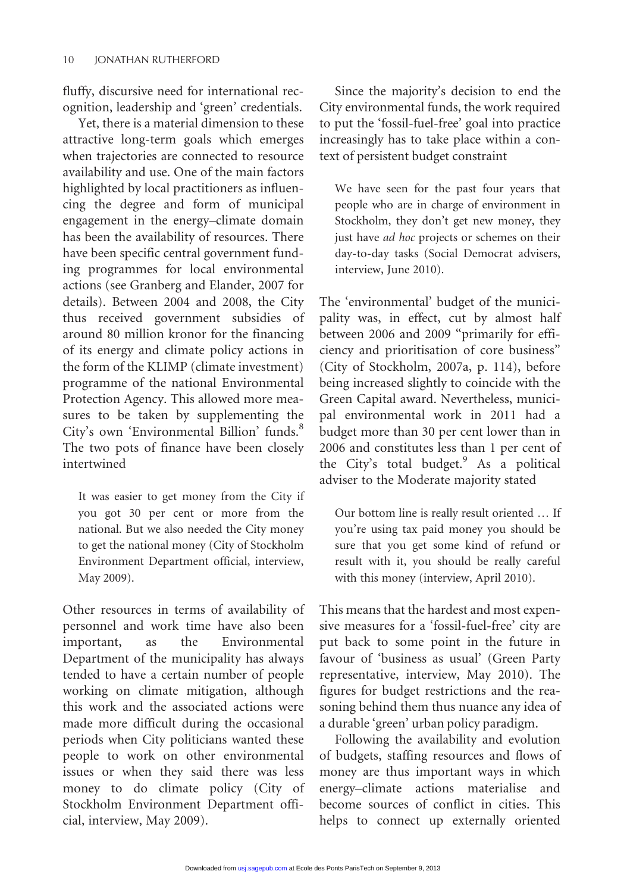fluffy, discursive need for international recognition, leadership and 'green' credentials.

Yet, there is a material dimension to these attractive long-term goals which emerges when trajectories are connected to resource availability and use. One of the main factors highlighted by local practitioners as influencing the degree and form of municipal engagement in the energy–climate domain has been the availability of resources. There have been specific central government funding programmes for local environmental actions (see Granberg and Elander, 2007 for details). Between 2004 and 2008, the City thus received government subsidies of around 80 million kronor for the financing of its energy and climate policy actions in the form of the KLIMP (climate investment) programme of the national Environmental Protection Agency. This allowed more measures to be taken by supplementing the City's own 'Environmental Billion' funds.[8] The two pots of finance have been closely intertwined

> It was easier to get money from the City if you got 30 per cent or more from the national. But we also needed the City money to get the national money (City of Stockholm Environment Department official, interview, May 2009).

Other resources in terms of availability of personnel and work time have also been important, as the Environmental Department of the municipality has always tended to have a certain number of people working on climate mitigation, although this work and the associated actions were made more difficult during the occasional periods when City politicians wanted these people to work on other environmental issues or when they said there was less money to do climate policy (City of Stockholm Environment Department official, interview, May 2009).

Since the majority's decision to end the City environmental funds, the work required to put the 'fossil-fuel-free' goal into practice increasingly has to take place within a context of persistent budget constraint

> We have seen for the past four years that people who are in charge of environment in Stockholm, they don't get new money, they just have *ad hoc* projects or schemes on their day-to-day tasks (Social Democrat advisers, interview, June 2010).

The 'environmental' budget of the municipality was, in effect, cut by almost half between 2006 and 2009 "primarily for efficiency and prioritisation of core business" (City of Stockholm, 2007a, p. 114), before being increased slightly to coincide with the Green Capital award. Nevertheless, municipal environmental work in 2011 had a budget more than 30 per cent lower than in 2006 and constitutes less than 1 per cent of the City's total budget.[9] As a political adviser to the Moderate majority stated

> Our bottom line is really result oriented … If you're using tax paid money you should be sure that you get some kind of refund or result with it, you should be really careful with this money (interview, April 2010).

This means that the hardest and most expensive measures for a 'fossil-fuel-free' city are put back to some point in the future in favour of 'business as usual' (Green Party representative, interview, May 2010). The figures for budget restrictions and the reasoning behind them thus nuance any idea of a durable 'green' urban policy paradigm.

Following the availability and evolution of budgets, staffing resources and flows of money are thus important ways in which energy–climate actions materialise and become sources of conflict in cities. This helps to connect up externally oriented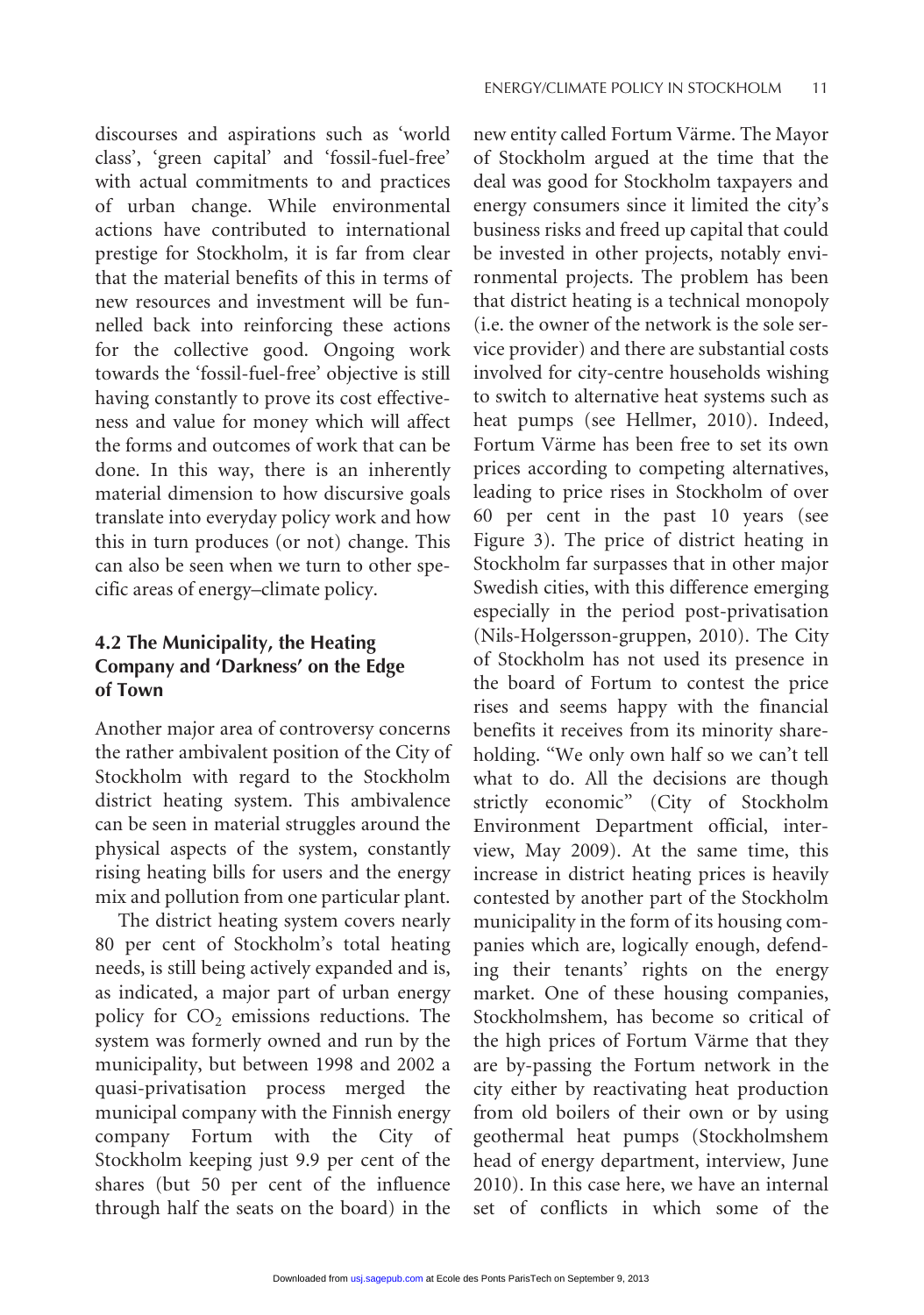discourses and aspirations such as 'world class', 'green capital' and 'fossil-fuel-free' with actual commitments to and practices of urban change. While environmental actions have contributed to international prestige for Stockholm, it is far from clear that the material benefits of this in terms of new resources and investment will be funnelled back into reinforcing these actions for the collective good. Ongoing work towards the 'fossil-fuel-free' objective is still having constantly to prove its cost effectiveness and value for money which will affect the forms and outcomes of work that can be done. In this way, there is an inherently material dimension to how discursive goals translate into everyday policy work and how this in turn produces (or not) change. This can also be seen when we turn to other specific areas of energy–climate policy.

## 4.2 The Municipality, the Heating Company and 'Darkness' on the Edge of Town

Another major area of controversy concerns the rather ambivalent position of the City of Stockholm with regard to the Stockholm district heating system. This ambivalence can be seen in material struggles around the physical aspects of the system, constantly rising heating bills for users and the energy mix and pollution from one particular plant.

The district heating system covers nearly 80 per cent of Stockholm's total heating needs, is still being actively expanded and is, as indicated, a major part of urban energy policy for $CO_2$ emissions reductions. The system was formerly owned and run by the municipality, but between 1998 and 2002 a quasi-privatisation process merged the municipal company with the Finnish energy company Fortum with the City of Stockholm keeping just 9.9 per cent of the shares (but 50 per cent of the influence through half the seats on the board) in the new entity called Fortum Värme. The Mayor of Stockholm argued at the time that the deal was good for Stockholm taxpayers and energy consumers since it limited the city's business risks and freed up capital that could be invested in other projects, notably environmental projects. The problem has been that district heating is a technical monopoly (i.e. the owner of the network is the sole service provider) and there are substantial costs involved for city-centre households wishing to switch to alternative heat systems such as heat pumps (see Hellmer, 2010). Indeed, Fortum Värme has been free to set its own prices according to competing alternatives, leading to price rises in Stockholm of over 60 per cent in the past 10 years (see Figure 3). The price of district heating in Stockholm far surpasses that in other major Swedish cities, with this difference emerging especially in the period post-privatisation (Nils-Holgersson-gruppen, 2010). The City of Stockholm has not used its presence in the board of Fortum to contest the price rises and seems happy with the financial benefits it receives from its minority shareholding. "We only own half so we can't tell what to do. All the decisions are though strictly economic" (City of Stockholm Environment Department official, interview, May 2009). At the same time, this increase in district heating prices is heavily contested by another part of the Stockholm municipality in the form of its housing companies which are, logically enough, defending their tenants' rights on the energy market. One of these housing companies, Stockholmshem, has become so critical of the high prices of Fortum Värme that they are by-passing the Fortum network in the city either by reactivating heat production from old boilers of their own or by using geothermal heat pumps (Stockholmshem head of energy department, interview, June 2010). In this case here, we have an internal set of conflicts in which some of the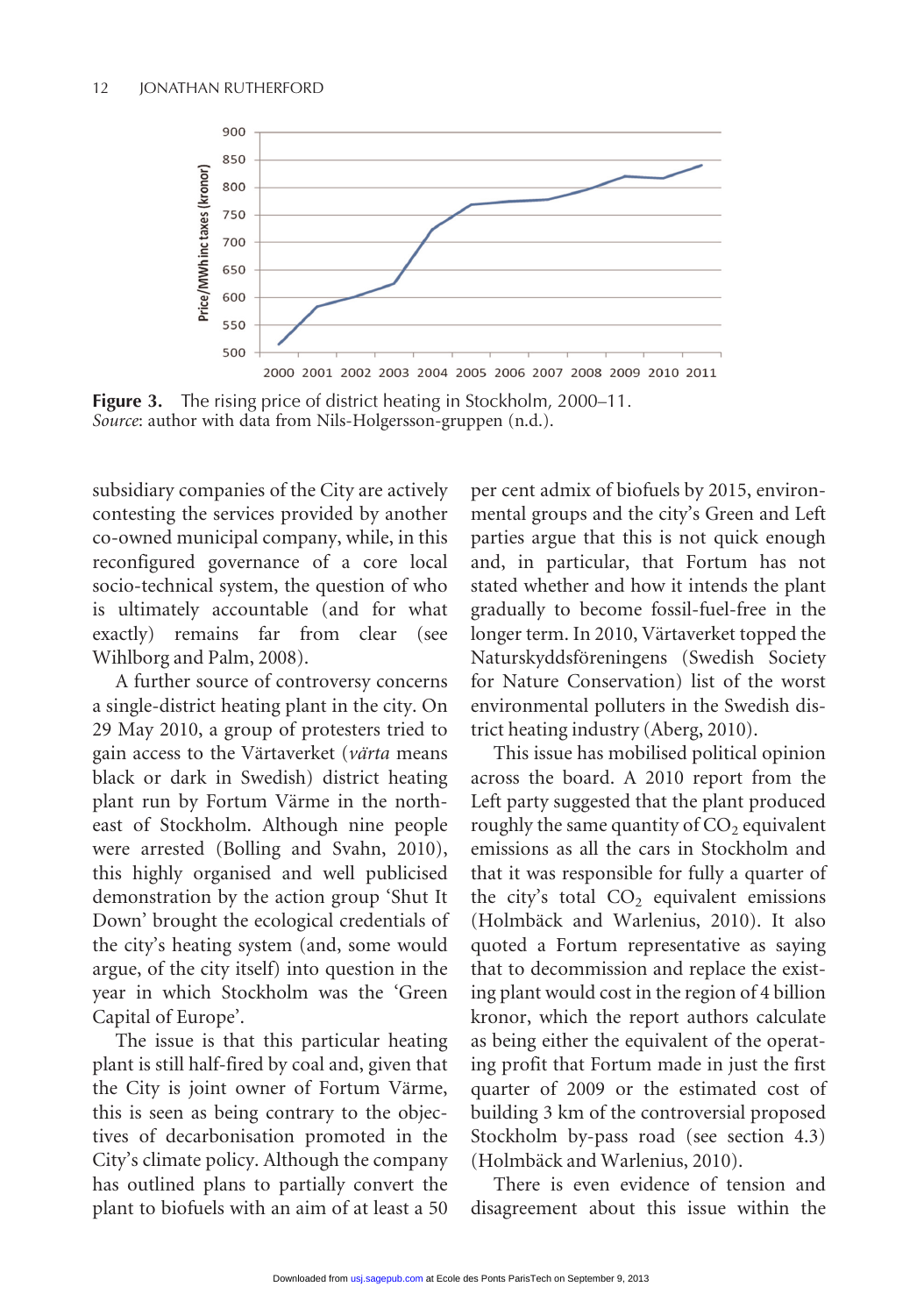**Figure 3.** The rising price of district heating in Stockholm, 2000–11.
*Source*: author with data from Nils-Holgersson-gruppen (n.d.).

subsidiary companies of the City are actively contesting the services provided by another co-owned municipal company, while, in this reconfigured governance of a core local socio-technical system, the question of who is ultimately accountable (and for what exactly) remains far from clear (see Wihlborg and Palm, 2008).

A further source of controversy concerns a single-district heating plant in the city. On 29 May 2010, a group of protesters tried to gain access to the Värtaverket (*värta* means black or dark in Swedish) district heating plant run by Fortum Värme in the north-east of Stockholm. Although nine people were arrested (Bolling and Svahn, 2010), this highly organised and well publicised demonstration by the action group 'Shut It Down' brought the ecological credentials of the city's heating system (and, some would argue, of the city itself) into question in the year in which Stockholm was the 'Green Capital of Europe'.

The issue is that this particular heating plant is still half-fired by coal and, given that the City is joint owner of Fortum Värme, this is seen as being contrary to the objectives of decarbonisation promoted in the City's climate policy. Although the company has outlined plans to partially convert the plant to biofuels with an aim of at least a 50 per cent admix of biofuels by 2015, environmental groups and the city's Green and Left parties argue that this is not quick enough and, in particular, that Fortum has not stated whether and how it intends the plant gradually to become fossil-fuel-free in the longer term. In 2010, Värtaverket topped the Naturskyddsföreningens (Swedish Society for Nature Conservation) list of the worst environmental polluters in the Swedish district heating industry (Aberg, 2010).

This issue has mobilised political opinion across the board. A 2010 report from the Left party suggested that the plant produced roughly the same quantity of $CO_2$ equivalent emissions as all the cars in Stockholm and that it was responsible for fully a quarter of the city's total $CO_2$ equivalent emissions (Holmbäck and Warlenius, 2010). It also quoted a Fortum representative as saying that to decommission and replace the existing plant would cost in the region of 4 billion kronor, which the report authors calculate as being either the equivalent of the operating profit that Fortum made in just the first quarter of 2009 or the estimated cost of building 3 km of the controversial proposed Stockholm by-pass road (see section 4.3) (Holmbäck and Warlenius, 2010).

There is even evidence of tension and disagreement about this issue within the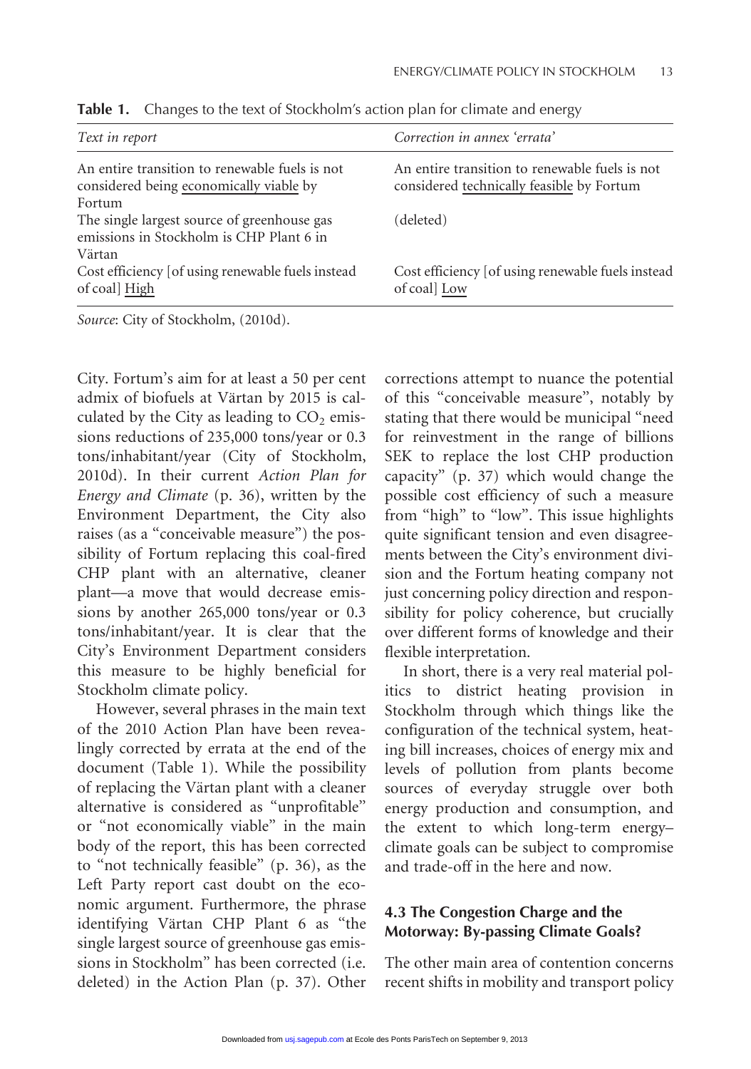**Table 1.** Changes to the text of Stockholm's action plan for climate and energy

| *Text in report* | *Correction in annex 'errata'* |
|---|---|
| An entire transition to renewable fuels is not considered being economically viable by Fortum | An entire transition to renewable fuels is not considered technically feasible by Fortum |
| The single largest source of greenhouse gas emissions in Stockholm is CHP Plant 6 in Värtan | (deleted) |
| Cost efficiency [of using renewable fuels instead of coal] High | Cost efficiency [of using renewable fuels instead of coal] Low |

*Source*: City of Stockholm, (2010d).

City. Fortum's aim for at least a 50 per cent admix of biofuels at Värtan by 2015 is calculated by the City as leading to $CO_2$ emissions reductions of 235,000 tons/year or 0.3 tons/inhabitant/year (City of Stockholm, 2010d). In their current *Action Plan for Energy and Climate* (p. 36), written by the Environment Department, the City also raises (as a "conceivable measure") the possibility of Fortum replacing this coal-fired CHP plant with an alternative, cleaner plant—a move that would decrease emissions by another 265,000 tons/year or 0.3 tons/inhabitant/year. It is clear that the City's Environment Department considers this measure to be highly beneficial for Stockholm climate policy.

However, several phrases in the main text of the 2010 Action Plan have been revealingly corrected by errata at the end of the document (Table 1). While the possibility of replacing the Värtan plant with a cleaner alternative is considered as "unprofitable" or "not economically viable" in the main body of the report, this has been corrected to "not technically feasible" (p. 36), as the Left Party report cast doubt on the economic argument. Furthermore, the phrase identifying Värtan CHP Plant 6 as "the single largest source of greenhouse gas emissions in Stockholm" has been corrected (i.e. deleted) in the Action Plan (p. 37). Other corrections attempt to nuance the potential of this "conceivable measure", notably by stating that there would be municipal "need for reinvestment in the range of billions SEK to replace the lost CHP production capacity" (p. 37) which would change the possible cost efficiency of such a measure from "high" to "low". This issue highlights quite significant tension and even disagreements between the City's environment division and the Fortum heating company not just concerning policy direction and responsibility for policy coherence, but crucially over different forms of knowledge and their flexible interpretation.

In short, there is a very real material politics to district heating provision in Stockholm through which things like the configuration of the technical system, heating bill increases, choices of energy mix and levels of pollution from plants become sources of everyday struggle over both energy production and consumption, and the extent to which long-term energy–climate goals can be subject to compromise and trade-off in the here and now.

### 4.3 The Congestion Charge and the Motorway: By-passing Climate Goals?

The other main area of contention concerns recent shifts in mobility and transport policy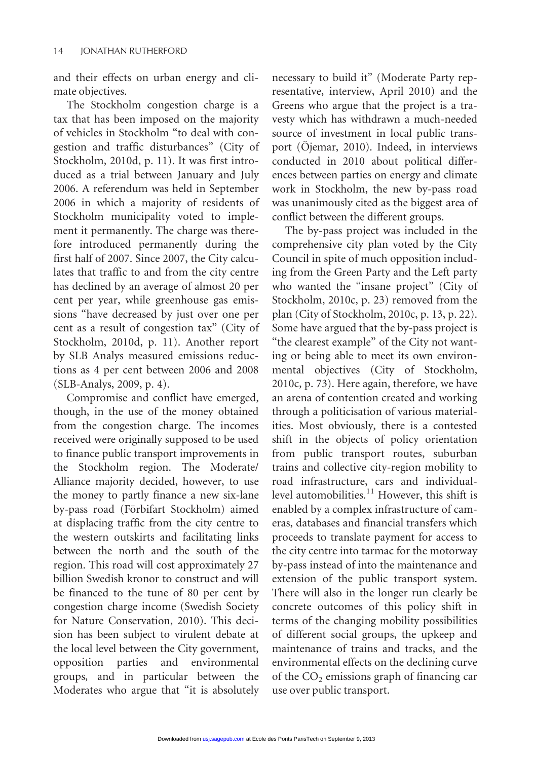and their effects on urban energy and climate objectives.

The Stockholm congestion charge is a tax that has been imposed on the majority of vehicles in Stockholm "to deal with congestion and traffic disturbances" (City of Stockholm, 2010d, p. 11). It was first introduced as a trial between January and July 2006. A referendum was held in September 2006 in which a majority of residents of Stockholm municipality voted to implement it permanently. The charge was therefore introduced permanently during the first half of 2007. Since 2007, the City calculates that traffic to and from the city centre has declined by an average of almost 20 per cent per year, while greenhouse gas emissions "have decreased by just over one per cent as a result of congestion tax" (City of Stockholm, 2010d, p. 11). Another report by SLB Analys measured emissions reductions as 4 per cent between 2006 and 2008 (SLB-Analys, 2009, p. 4).

Compromise and conflict have emerged, though, in the use of the money obtained from the congestion charge. The incomes received were originally supposed to be used to finance public transport improvements in the Stockholm region. The Moderate/Alliance majority decided, however, to use the money to partly finance a new six-lane by-pass road (Förbifart Stockholm) aimed at displacing traffic from the city centre to the western outskirts and facilitating links between the north and the south of the region. This road will cost approximately 27 billion Swedish kronor to construct and will be financed to the tune of 80 per cent by congestion charge income (Swedish Society for Nature Conservation, 2010). This decision has been subject to virulent debate at the local level between the City government, opposition parties and environmental groups, and in particular between the Moderates who argue that "it is absolutely necessary to build it" (Moderate Party representative, interview, April 2010) and the Greens who argue that the project is a travesty which has withdrawn a much-needed source of investment in local public transport (Öjemar, 2010). Indeed, in interviews conducted in 2010 about political differences between parties on energy and climate work in Stockholm, the new by-pass road was unanimously cited as the biggest area of conflict between the different groups.

The by-pass project was included in the comprehensive city plan voted by the City Council in spite of much opposition including from the Green Party and the Left party who wanted the "insane project" (City of Stockholm, 2010c, p. 23) removed from the plan (City of Stockholm, 2010c, p. 13, p. 22). Some have argued that the by-pass project is "the clearest example" of the City not wanting or being able to meet its own environmental objectives (City of Stockholm, 2010c, p. 73). Here again, therefore, we have an arena of contention created and working through a politicisation of various materialities. Most obviously, there is a contested shift in the objects of policy orientation from public transport routes, suburban trains and collective city-region mobility to road infrastructure, cars and individual-level automobilities.[11] However, this shift is enabled by a complex infrastructure of cameras, databases and financial transfers which proceeds to translate payment for access to the city centre into tarmac for the motorway by-pass instead of into the maintenance and extension of the public transport system. There will also in the longer run clearly be concrete outcomes of this policy shift in terms of the changing mobility possibilities of different social groups, the upkeep and maintenance of trains and tracks, and the environmental effects on the declining curve of the $CO_2$ emissions graph of financing car use over public transport.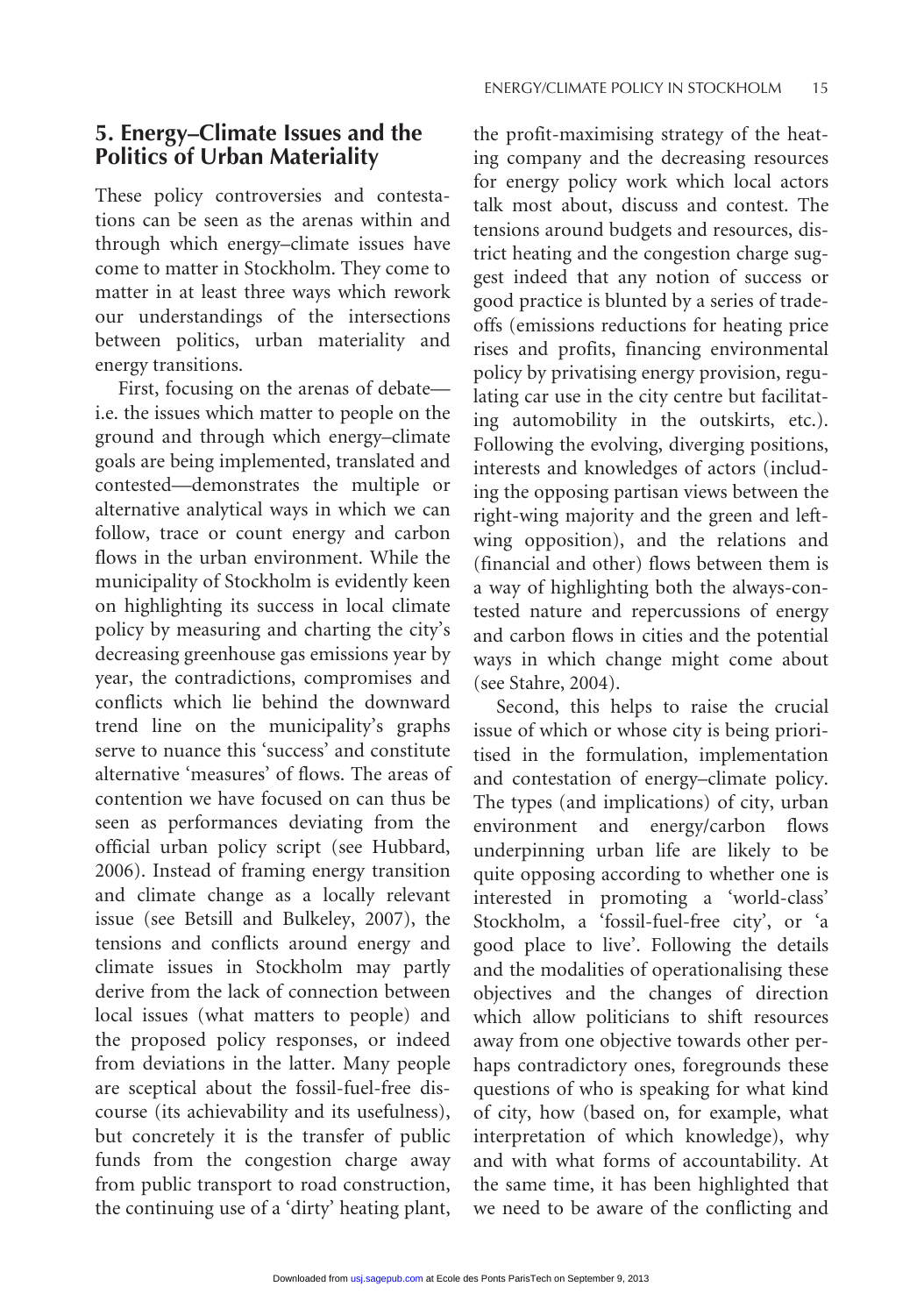## 5. Energy–Climate Issues and the Politics of Urban Materiality

These policy controversies and contestations can be seen as the arenas within and through which energy–climate issues have come to matter in Stockholm. They come to matter in at least three ways which rework our understandings of the intersections between politics, urban materiality and energy transitions.

First, focusing on the arenas of debate—i.e. the issues which matter to people on the ground and through which energy–climate goals are being implemented, translated and contested—demonstrates the multiple or alternative analytical ways in which we can follow, trace or count energy and carbon flows in the urban environment. While the municipality of Stockholm is evidently keen on highlighting its success in local climate policy by measuring and charting the city's decreasing greenhouse gas emissions year by year, the contradictions, compromises and conflicts which lie behind the downward trend line on the municipality's graphs serve to nuance this 'success' and constitute alternative 'measures' of flows. The areas of contention we have focused on can thus be seen as performances deviating from the official urban policy script (see Hubbard, 2006). Instead of framing energy transition and climate change as a locally relevant issue (see Betsill and Bulkeley, 2007), the tensions and conflicts around energy and climate issues in Stockholm may partly derive from the lack of connection between local issues (what matters to people) and the proposed policy responses, or indeed from deviations in the latter. Many people are sceptical about the fossil-fuel-free discourse (its achievability and its usefulness), but concretely it is the transfer of public funds from the congestion charge away from public transport to road construction, the continuing use of a 'dirty' heating plant, the profit-maximising strategy of the heating company and the decreasing resources for energy policy work which local actors talk most about, discuss and contest. The tensions around budgets and resources, district heating and the congestion charge suggest indeed that any notion of success or good practice is blunted by a series of trade-offs (emissions reductions for heating price rises and profits, financing environmental policy by privatising energy provision, regulating car use in the city centre but facilitating automobility in the outskirts, etc.). Following the evolving, diverging positions, interests and knowledges of actors (including the opposing partisan views between the right-wing majority and the green and left-wing opposition), and the relations and (financial and other) flows between them is a way of highlighting both the always-contested nature and repercussions of energy and carbon flows in cities and the potential ways in which change might come about (see Stahre, 2004).

Second, this helps to raise the crucial issue of which or whose city is being prioritised in the formulation, implementation and contestation of energy–climate policy. The types (and implications) of city, urban environment and energy/carbon flows underpinning urban life are likely to be quite opposing according to whether one is interested in promoting a 'world-class' Stockholm, a 'fossil-fuel-free city', or 'a good place to live'. Following the details and the modalities of operationalising these objectives and the changes of direction which allow politicians to shift resources away from one objective towards other perhaps contradictory ones, foregrounds these questions of who is speaking for what kind of city, how (based on, for example, what interpretation of which knowledge), why and with what forms of accountability. At the same time, it has been highlighted that we need to be aware of the conflicting and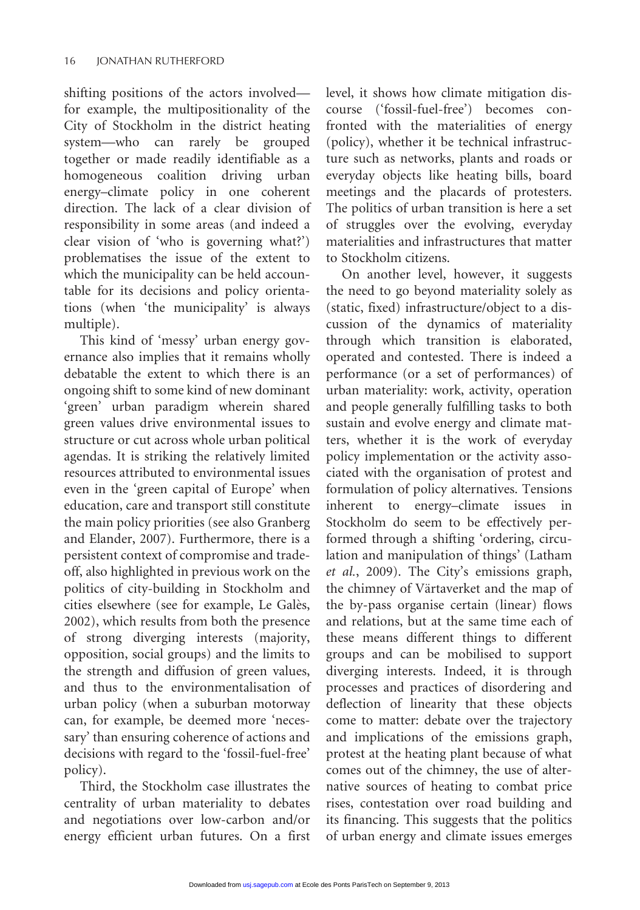shifting positions of the actors involved—for example, the multipositionality of the City of Stockholm in the district heating system—who can rarely be grouped together or made readily identifiable as a homogeneous coalition driving urban energy–climate policy in one coherent direction. The lack of a clear division of responsibility in some areas (and indeed a clear vision of 'who is governing what?') problematises the issue of the extent to which the municipality can be held accountable for its decisions and policy orientations (when 'the municipality' is always multiple).

This kind of 'messy' urban energy governance also implies that it remains wholly debatable the extent to which there is an ongoing shift to some kind of new dominant 'green' urban paradigm wherein shared green values drive environmental issues to structure or cut across whole urban political agendas. It is striking the relatively limited resources attributed to environmental issues even in the 'green capital of Europe' when education, care and transport still constitute the main policy priorities (see also Granberg and Elander, 2007). Furthermore, there is a persistent context of compromise and trade-off, also highlighted in previous work on the politics of city-building in Stockholm and cities elsewhere (see for example, Le Galès, 2002), which results from both the presence of strong diverging interests (majority, opposition, social groups) and the limits to the strength and diffusion of green values, and thus to the environmentalisation of urban policy (when a suburban motorway can, for example, be deemed more 'necessary' than ensuring coherence of actions and decisions with regard to the 'fossil-fuel-free' policy).

Third, the Stockholm case illustrates the centrality of urban materiality to debates and negotiations over low-carbon and/or energy efficient urban futures. On a first level, it shows how climate mitigation discourse ('fossil-fuel-free') becomes confronted with the materialities of energy (policy), whether it be technical infrastructure such as networks, plants and roads or everyday objects like heating bills, board meetings and the placards of protesters. The politics of urban transition is here a set of struggles over the evolving, everyday materialities and infrastructures that matter to Stockholm citizens.

On another level, however, it suggests the need to go beyond materiality solely as (static, fixed) infrastructure/object to a discussion of the dynamics of materiality through which transition is elaborated, operated and contested. There is indeed a performance (or a set of performances) of urban materiality: work, activity, operation and people generally fulfilling tasks to both sustain and evolve energy and climate matters, whether it is the work of everyday policy implementation or the activity associated with the organisation of protest and formulation of policy alternatives. Tensions inherent to energy–climate issues in Stockholm do seem to be effectively performed through a shifting 'ordering, circulation and manipulation of things' (Latham *et al.*, 2009). The City's emissions graph, the chimney of Värtaverket and the map of the by-pass organise certain (linear) flows and relations, but at the same time each of these means different things to different groups and can be mobilised to support diverging interests. Indeed, it is through processes and practices of disordering and deflection of linearity that these objects come to matter: debate over the trajectory and implications of the emissions graph, protest at the heating plant because of what comes out of the chimney, the use of alternative sources of heating to combat price rises, contestation over road building and its financing. This suggests that the politics of urban energy and climate issues emerges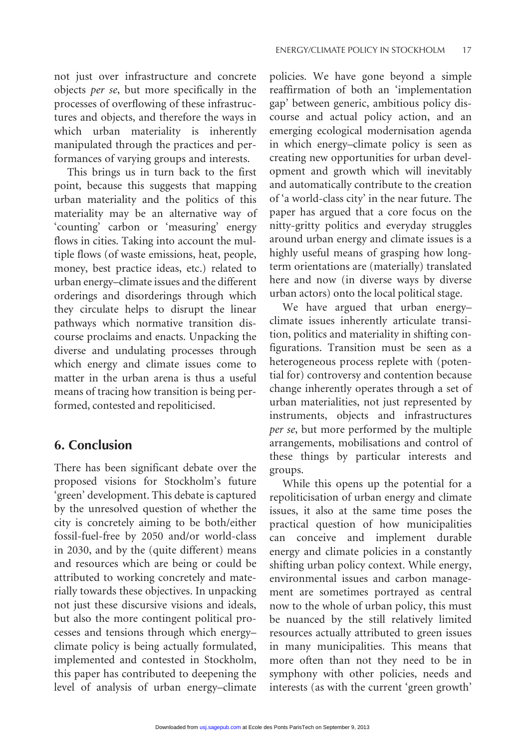not just over infrastructure and concrete objects *per se*, but more specifically in the processes of overflowing of these infrastructures and objects, and therefore the ways in which urban materiality is inherently manipulated through the practices and performances of varying groups and interests.

This brings us in turn back to the first point, because this suggests that mapping urban materiality and the politics of this materiality may be an alternative way of 'counting' carbon or 'measuring' energy flows in cities. Taking into account the multiple flows (of waste emissions, heat, people, money, best practice ideas, etc.) related to urban energy–climate issues and the different orderings and disorderings through which they circulate helps to disrupt the linear pathways which normative transition discourse proclaims and enacts. Unpacking the diverse and undulating processes through which energy and climate issues come to matter in the urban arena is thus a useful means of tracing how transition is being performed, contested and repoliticised.

## 6. Conclusion

There has been significant debate over the proposed visions for Stockholm's future 'green' development. This debate is captured by the unresolved question of whether the city is concretely aiming to be both/either fossil-fuel-free by 2050 and/or world-class in 2030, and by the (quite different) means and resources which are being or could be attributed to working concretely and materially towards these objectives. In unpacking not just these discursive visions and ideals, but also the more contingent political processes and tensions through which energy–climate policy is being actually formulated, implemented and contested in Stockholm, this paper has contributed to deepening the level of analysis of urban energy–climate policies. We have gone beyond a simple reaffirmation of both an 'implementation gap' between generic, ambitious policy discourse and actual policy action, and an emerging ecological modernisation agenda in which energy–climate policy is seen as creating new opportunities for urban development and growth which will inevitably and automatically contribute to the creation of 'a world-class city' in the near future. The paper has argued that a core focus on the nitty-gritty politics and everyday struggles around urban energy and climate issues is a highly useful means of grasping how long-term orientations are (materially) translated here and now (in diverse ways by diverse urban actors) onto the local political stage.

We have argued that urban energy–climate issues inherently articulate transition, politics and materiality in shifting configurations. Transition must be seen as a heterogeneous process replete with (potential for) controversy and contention because change inherently operates through a set of urban materialities, not just represented by instruments, objects and infrastructures *per se*, but more performed by the multiple arrangements, mobilisations and control of these things by particular interests and groups.

While this opens up the potential for a repoliticisation of urban energy and climate issues, it also at the same time poses the practical question of how municipalities can conceive and implement durable energy and climate policies in a constantly shifting urban policy context. While energy, environmental issues and carbon management are sometimes portrayed as central now to the whole of urban policy, this must be nuanced by the still relatively limited resources actually attributed to green issues in many municipalities. This means that more often than not they need to be in symphony with other policies, needs and interests (as with the current 'green growth'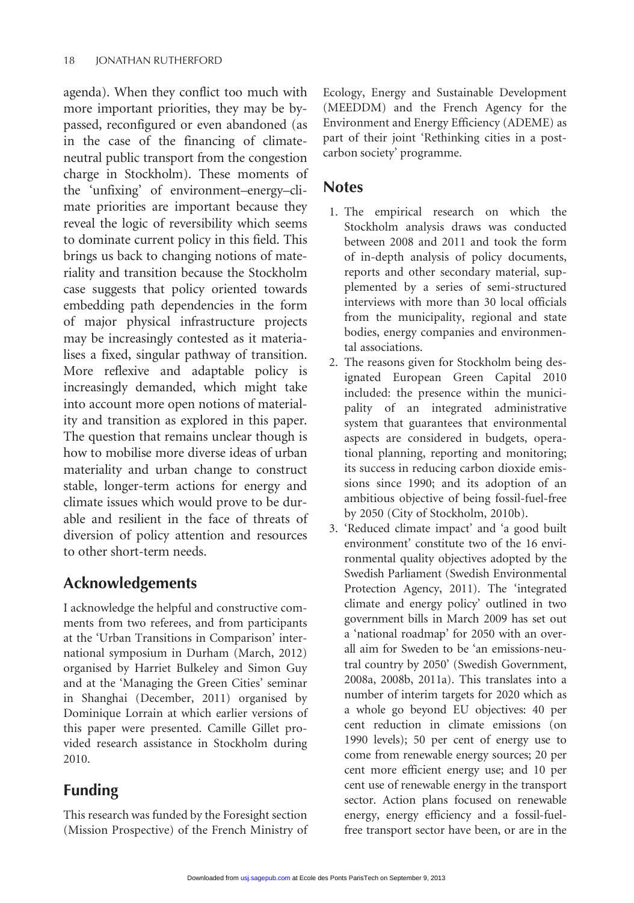agenda). When they conflict too much with more important priorities, they may be bypassed, reconfigured or even abandoned (as in the case of the financing of climate-neutral public transport from the congestion charge in Stockholm). These moments of the 'unfixing' of environment–energy–climate priorities are important because they reveal the logic of reversibility which seems to dominate current policy in this field. This brings us back to changing notions of materiality and transition because the Stockholm case suggests that policy oriented towards embedding path dependencies in the form of major physical infrastructure projects may be increasingly contested as it materialises a fixed, singular pathway of transition. More reflexive and adaptable policy is increasingly demanded, which might take into account more open notions of materiality and transition as explored in this paper. The question that remains unclear though is how to mobilise more diverse ideas of urban materiality and urban change to construct stable, longer-term actions for energy and climate issues which would prove to be durable and resilient in the face of threats of diversion of policy attention and resources to other short-term needs.

## Acknowledgements

I acknowledge the helpful and constructive comments from two referees, and from participants at the 'Urban Transitions in Comparison' international symposium in Durham (March, 2012) organised by Harriet Bulkeley and Simon Guy and at the 'Managing the Green Cities' seminar in Shanghai (December, 2011) organised by Dominique Lorrain at which earlier versions of this paper were presented. Camille Gillet provided research assistance in Stockholm during 2010.

## Funding

This research was funded by the Foresight section (Mission Prospective) of the French Ministry of Ecology, Energy and Sustainable Development (MEEDDM) and the French Agency for the Environment and Energy Efficiency (ADEME) as part of their joint 'Rethinking cities in a post-carbon society' programme.

## Notes

1. The empirical research on which the Stockholm analysis draws was conducted between 2008 and 2011 and took the form of in-depth analysis of policy documents, reports and other secondary material, supplemented by a series of semi-structured interviews with more than 30 local officials from the municipality, regional and state bodies, energy companies and environmental associations.
2. The reasons given for Stockholm being designated European Green Capital 2010 included: the presence within the municipality of an integrated administrative system that guarantees that environmental aspects are considered in budgets, operational planning, reporting and monitoring; its success in reducing carbon dioxide emissions since 1990; and its adoption of an ambitious objective of being fossil-fuel-free by 2050 (City of Stockholm, 2010b).
3. 'Reduced climate impact' and 'a good built environment' constitute two of the 16 environmental quality objectives adopted by the Swedish Parliament (Swedish Environmental Protection Agency, 2011). The 'integrated climate and energy policy' outlined in two government bills in March 2009 has set out a 'national roadmap' for 2050 with an overall aim for Sweden to be 'an emissions-neutral country by 2050' (Swedish Government, 2008a, 2008b, 2011a). This translates into a number of interim targets for 2020 which as a whole go beyond EU objectives: 40 per cent reduction in climate emissions (on 1990 levels); 50 per cent of energy use to come from renewable energy sources; 20 per cent more efficient energy use; and 10 per cent use of renewable energy in the transport sector. Action plans focused on renewable energy, energy efficiency and a fossil-fuel-free transport sector have been, or are in the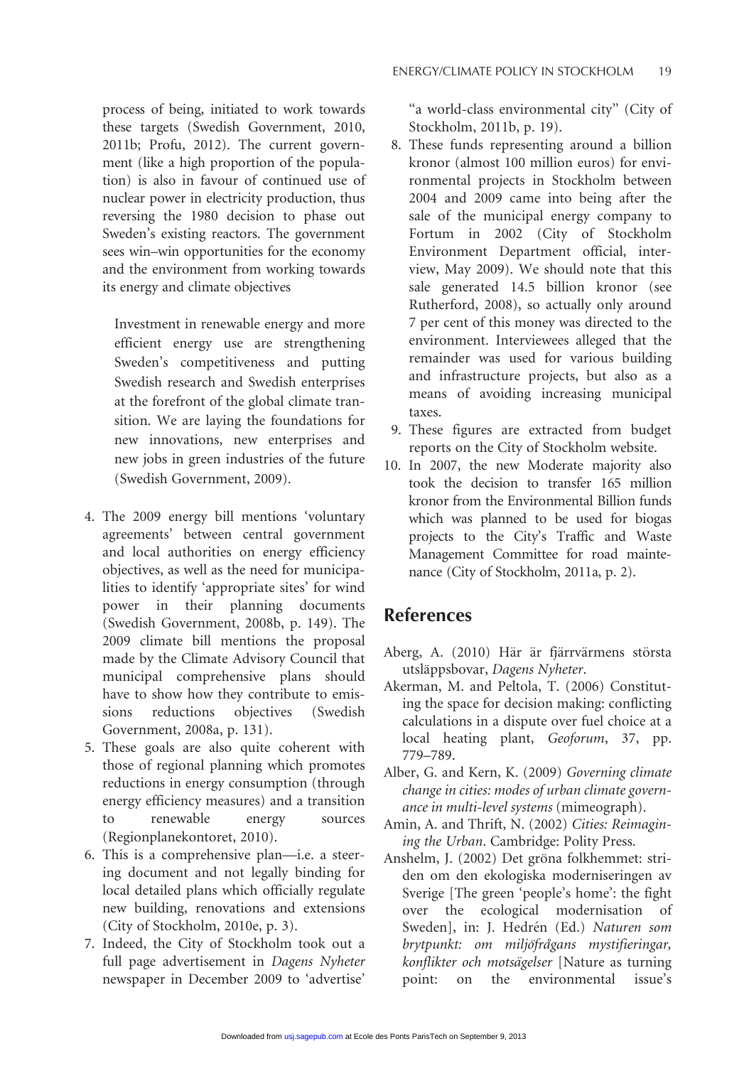process of being, initiated to work towards these targets (Swedish Government, 2010, 2011b; Profu, 2012). The current government (like a high proportion of the population) is also in favour of continued use of nuclear power in electricity production, thus reversing the 1980 decision to phase out Sweden's existing reactors. The government sees win–win opportunities for the economy and the environment from working towards its energy and climate objectives

> Investment in renewable energy and more efficient energy use are strengthening Sweden's competitiveness and putting Swedish research and Swedish enterprises at the forefront of the global climate transition. We are laying the foundations for new innovations, new enterprises and new jobs in green industries of the future (Swedish Government, 2009).

4. The 2009 energy bill mentions 'voluntary agreements' between central government and local authorities on energy efficiency objectives, as well as the need for municipalities to identify 'appropriate sites' for wind power in their planning documents (Swedish Government, 2008b, p. 149). The 2009 climate bill mentions the proposal made by the Climate Advisory Council that municipal comprehensive plans should have to show how they contribute to emissions reductions objectives (Swedish Government, 2008a, p. 131).
5. These goals are also quite coherent with those of regional planning which promotes reductions in energy consumption (through energy efficiency measures) and a transition to renewable energy sources (Regionplanekontoret, 2010).
6. This is a comprehensive plan—i.e. a steering document and not legally binding for local detailed plans which officially regulate new building, renovations and extensions (City of Stockholm, 2010e, p. 3).
7. Indeed, the City of Stockholm took out a full page advertisement in *Dagens Nyheter* newspaper in December 2009 to 'advertise' "a world-class environmental city" (City of Stockholm, 2011b, p. 19).
8. These funds representing around a billion kronor (almost 100 million euros) for environmental projects in Stockholm between 2004 and 2009 came into being after the sale of the municipal energy company to Fortum in 2002 (City of Stockholm Environment Department official, interview, May 2009). We should note that this sale generated 14.5 billion kronor (see Rutherford, 2008), so actually only around 7 per cent of this money was directed to the environment. Interviewees alleged that the remainder was used for various building and infrastructure projects, but also as a means of avoiding increasing municipal taxes.
9. These figures are extracted from budget reports on the City of Stockholm website.
10. In 2007, the new Moderate majority also took the decision to transfer 165 million kronor from the Environmental Billion funds which was planned to be used for biogas projects to the City's Traffic and Waste Management Committee for road maintenance (City of Stockholm, 2011a, p. 2).

## References

Aberg, A. (2010) Här är fjärrvärmens största utsläppsbovar, *Dagens Nyheter*.

Akerman, M. and Peltola, T. (2006) Constituting the space for decision making: conflicting calculations in a dispute over fuel choice at a local heating plant, *Geoforum*, 37, pp. 779–789.

Alber, G. and Kern, K. (2009) *Governing climate change in cities: modes of urban climate governance in multi-level systems* (mimeograph).

Amin, A. and Thrift, N. (2002) *Cities: Reimagining the Urban*. Cambridge: Polity Press.

Anshelm, J. (2002) Det gröna folkhemmet: striden om den ekologiska moderniseringen av Sverige [The green 'people's home': the fight over the ecological modernisation of Sweden], in: J. Hedrén (Ed.) *Naturen som brytpunkt: om miljöfrågans mystifieringar, konflikter och motsägelser* [Nature as turning point: on the environmental issue's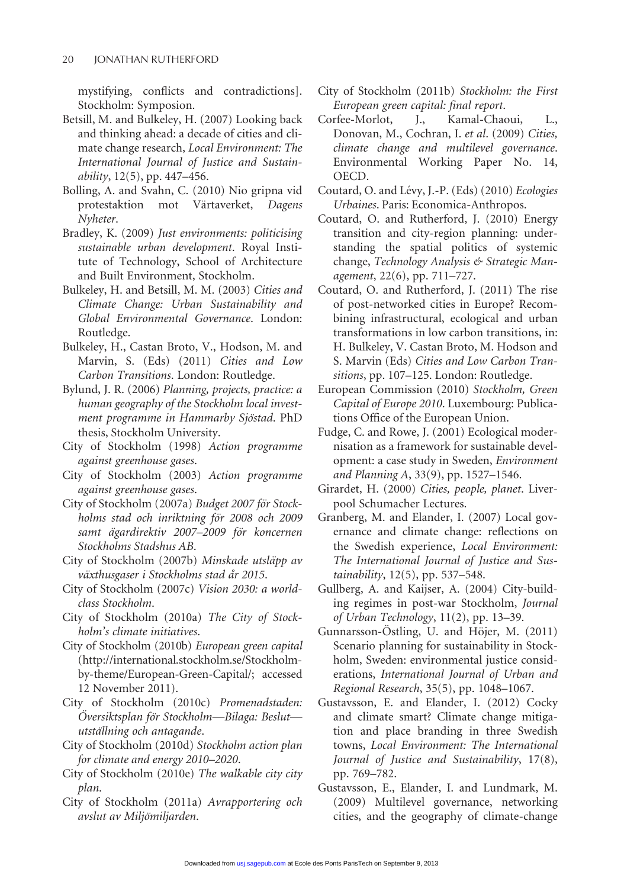mystifying, conflicts and contradictions]. Stockholm: Symposion.

Betsill, M. and Bulkeley, H. (2007) Looking back and thinking ahead: a decade of cities and climate change research, *Local Environment: The International Journal of Justice and Sustainability*, 12(5), pp. 447–456.

Bolling, A. and Svahn, C. (2010) Nio gripna vid protestaktion mot Värtaverket, *Dagens Nyheter*.

Bradley, K. (2009) *Just environments: politicising sustainable urban development*. Royal Institute of Technology, School of Architecture and Built Environment, Stockholm.

Bulkeley, H. and Betsill, M. M. (2003) *Cities and Climate Change: Urban Sustainability and Global Environmental Governance*. London: Routledge.

Bulkeley, H., Castan Broto, V., Hodson, M. and Marvin, S. (Eds) (2011) *Cities and Low Carbon Transitions*. London: Routledge.

Bylund, J. R. (2006) *Planning, projects, practice: a human geography of the Stockholm local investment programme in Hammarby Sjöstad*. PhD thesis, Stockholm University.

City of Stockholm (1998) *Action programme against greenhouse gases*.

City of Stockholm (2003) *Action programme against greenhouse gases*.

City of Stockholm (2007a) *Budget 2007 för Stockholms stad och inriktning för 2008 och 2009 samt ägardirektiv 2007–2009 för koncernen Stockholms Stadshus AB*.

City of Stockholm (2007b) *Minskade utsläpp av växthusgaser i Stockholms stad år 2015*.

City of Stockholm (2007c) *Vision 2030: a world-class Stockholm*.

City of Stockholm (2010a) *The City of Stockholm's climate initiatives*.

City of Stockholm (2010b) *European green capital* (http://international.stockholm.se/Stockholm-by-theme/European-Green-Capital/; accessed 12 November 2011).

City of Stockholm (2010c) *Promenadstaden: Översiktsplan för Stockholm—Bilaga: Beslut—utställning och antagande*.

City of Stockholm (2010d) *Stockholm action plan for climate and energy 2010–2020*.

City of Stockholm (2010e) *The walkable city city plan*.

City of Stockholm (2011a) *Avrapportering och avslut av Miljömiljarden*.

City of Stockholm (2011b) *Stockholm: the First European green capital: final report*.

Corfee-Morlot, J., Kamal-Chaoui, L., Donovan, M., Cochran, I. *et al*. (2009) *Cities, climate change and multilevel governance*. Environmental Working Paper No. 14, OECD.

Coutard, O. and Lévy, J.-P. (Eds) (2010) *Ecologies Urbaines*. Paris: Economica-Anthropos.

Coutard, O. and Rutherford, J. (2010) Energy transition and city-region planning: understanding the spatial politics of systemic change, *Technology Analysis & Strategic Management*, 22(6), pp. 711–727.

Coutard, O. and Rutherford, J. (2011) The rise of post-networked cities in Europe? Recombining infrastructural, ecological and urban transformations in low carbon transitions, in: H. Bulkeley, V. Castan Broto, M. Hodson and S. Marvin (Eds) *Cities and Low Carbon Transitions*, pp. 107–125. London: Routledge.

European Commission (2010) *Stockholm, Green Capital of Europe 2010*. Luxembourg: Publications Office of the European Union.

Fudge, C. and Rowe, J. (2001) Ecological modernisation as a framework for sustainable development: a case study in Sweden, *Environment and Planning A*, 33(9), pp. 1527–1546.

Girardet, H. (2000) *Cities, people, planet*. Liverpool Schumacher Lectures.

Granberg, M. and Elander, I. (2007) Local governance and climate change: reflections on the Swedish experience, *Local Environment: The International Journal of Justice and Sustainability*, 12(5), pp. 537–548.

Gullberg, A. and Kaijser, A. (2004) City-building regimes in post-war Stockholm, *Journal of Urban Technology*, 11(2), pp. 13–39.

Gunnarsson-Östling, U. and Höjer, M. (2011) Scenario planning for sustainability in Stockholm, Sweden: environmental justice considerations, *International Journal of Urban and Regional Research*, 35(5), pp. 1048–1067.

Gustavsson, E. and Elander, I. (2012) Cocky and climate smart? Climate change mitigation and place branding in three Swedish towns, *Local Environment: The International Journal of Justice and Sustainability*, 17(8), pp. 769–782.

Gustavsson, E., Elander, I. and Lundmark, M. (2009) Multilevel governance, networking cities, and the geography of climate-change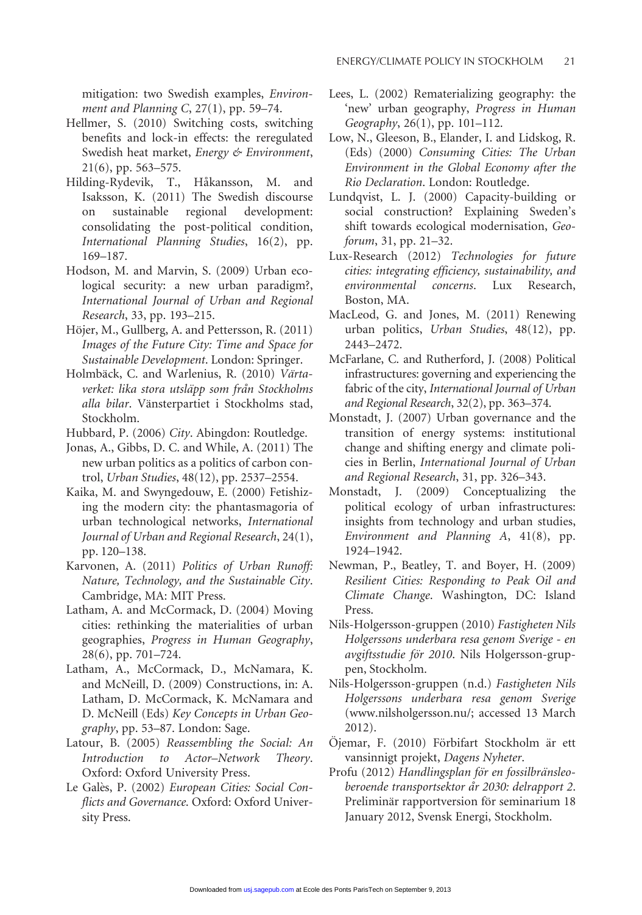mitigation: two Swedish examples, *Environment and Planning C*, 27(1), pp. 59–74.

Hellmer, S. (2010) Switching costs, switching benefits and lock-in effects: the reregulated Swedish heat market, *Energy & Environment*, 21(6), pp. 563–575.

Hilding-Rydevik, T., Håkansson, M. and Isaksson, K. (2011) The Swedish discourse on sustainable regional development: consolidating the post-political condition, *International Planning Studies*, 16(2), pp. 169–187.

Hodson, M. and Marvin, S. (2009) Urban ecological security: a new urban paradigm?, *International Journal of Urban and Regional Research*, 33, pp. 193–215.

Höjer, M., Gullberg, A. and Pettersson, R. (2011) *Images of the Future City: Time and Space for Sustainable Development*. London: Springer.

Holmbäck, C. and Warlenius, R. (2010) *Värtaverket: lika stora utsläpp som från Stockholms alla bilar*. Vänsterpartiet i Stockholms stad, Stockholm.

Hubbard, P. (2006) *City*. Abingdon: Routledge.

Jonas, A., Gibbs, D. C. and While, A. (2011) The new urban politics as a politics of carbon control, *Urban Studies*, 48(12), pp. 2537–2554.

Kaika, M. and Swyngedouw, E. (2000) Fetishizing the modern city: the phantasmagoria of urban technological networks, *International Journal of Urban and Regional Research*, 24(1), pp. 120–138.

Karvonen, A. (2011) *Politics of Urban Runoff: Nature, Technology, and the Sustainable City*. Cambridge, MA: MIT Press.

Latham, A. and McCormack, D. (2004) Moving cities: rethinking the materialities of urban geographies, *Progress in Human Geography*, 28(6), pp. 701–724.

Latham, A., McCormack, D., McNamara, K. and McNeill, D. (2009) Constructions, in: A. Latham, D. McCormack, K. McNamara and D. McNeill (Eds) *Key Concepts in Urban Geography*, pp. 53–87. London: Sage.

Latour, B. (2005) *Reassembling the Social: An Introduction to Actor–Network Theory*. Oxford: Oxford University Press.

Le Galès, P. (2002) *European Cities: Social Conflicts and Governance*. Oxford: Oxford University Press.

Lees, L. (2002) Rematerializing geography: the 'new' urban geography, *Progress in Human Geography*, 26(1), pp. 101–112.

Low, N., Gleeson, B., Elander, I. and Lidskog, R. (Eds) (2000) *Consuming Cities: The Urban Environment in the Global Economy after the Rio Declaration*. London: Routledge.

Lundqvist, L. J. (2000) Capacity-building or social construction? Explaining Sweden's shift towards ecological modernisation, *Geoforum*, 31, pp. 21–32.

Lux-Research (2012) *Technologies for future cities: integrating efficiency, sustainability, and environmental concerns*. Lux Research, Boston, MA.

MacLeod, G. and Jones, M. (2011) Renewing urban politics, *Urban Studies*, 48(12), pp. 2443–2472.

McFarlane, C. and Rutherford, J. (2008) Political infrastructures: governing and experiencing the fabric of the city, *International Journal of Urban and Regional Research*, 32(2), pp. 363–374.

Monstadt, J. (2007) Urban governance and the transition of energy systems: institutional change and shifting energy and climate policies in Berlin, *International Journal of Urban and Regional Research*, 31, pp. 326–343.

Monstadt, J. (2009) Conceptualizing the political ecology of urban infrastructures: insights from technology and urban studies, *Environment and Planning A*, 41(8), pp. 1924–1942.

Newman, P., Beatley, T. and Boyer, H. (2009) *Resilient Cities: Responding to Peak Oil and Climate Change*. Washington, DC: Island Press.

Nils-Holgersson-gruppen (2010) *Fastigheten Nils Holgerssons underbara resa genom Sverige - en avgiftsstudie för 2010*. Nils Holgersson-gruppen, Stockholm.

Nils-Holgersson-gruppen (n.d.) *Fastigheten Nils Holgerssons underbara resa genom Sverige* (www.nilsholgersson.nu/; accessed 13 March 2012).

Öjemar, F. (2010) Förbifart Stockholm är ett vansinnigt projekt, *Dagens Nyheter*.

Profu (2012) *Handlingsplan för en fossilbränsleoberoende transportsektor år 2030: delrapport 2*. Preliminär rapportversion för seminarium 18 January 2012, Svensk Energi, Stockholm.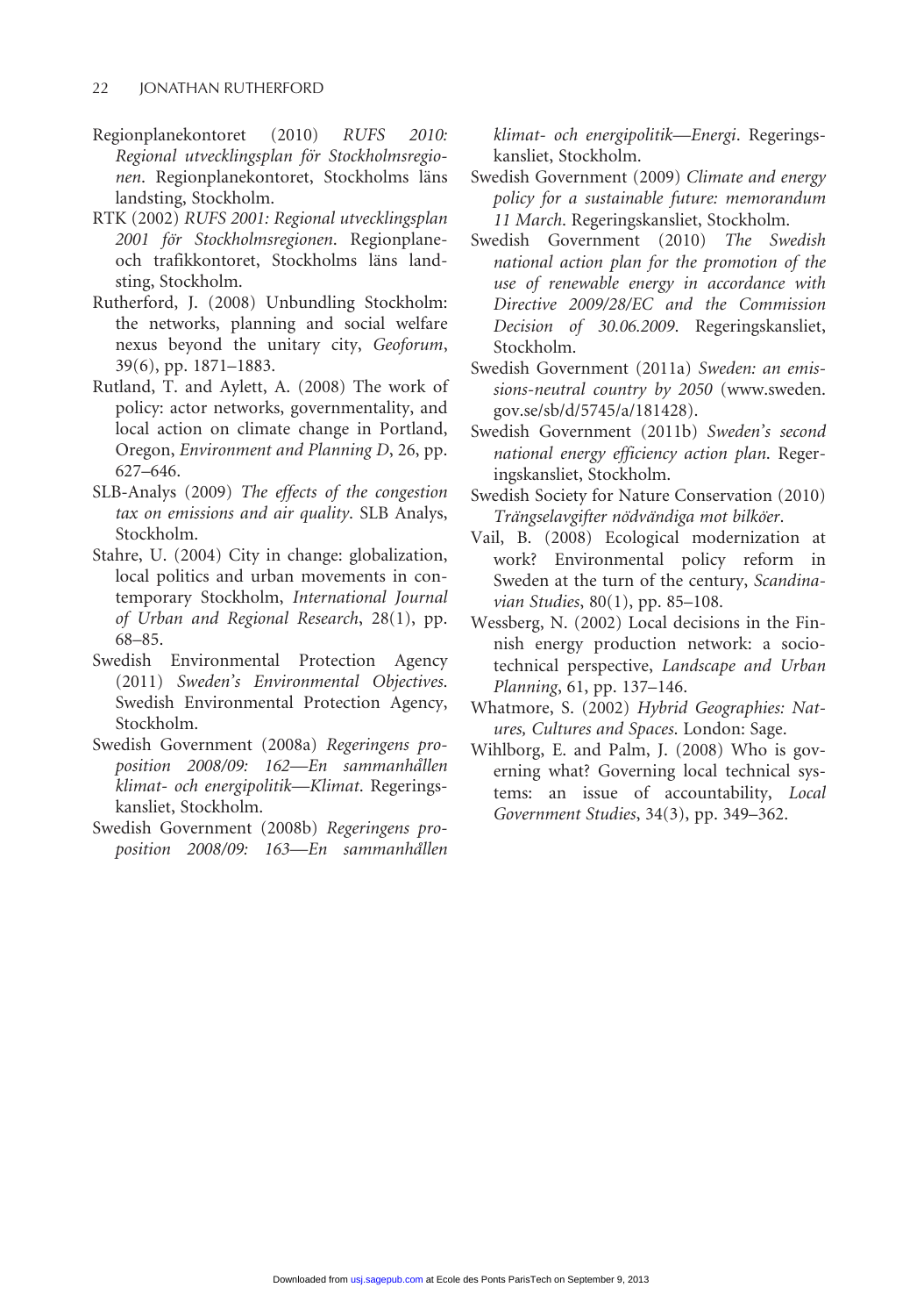Regionplanekontoret (2010) *RUFS 2010: Regional utvecklingsplan för Stockholmsregionen*. Regionplanekontoret, Stockholms läns landsting, Stockholm.

RTK (2002) *RUFS 2001: Regional utvecklingsplan 2001 för Stockholmsregionen*. Regionplane- och trafikkontoret, Stockholms läns landsting, Stockholm.

Rutherford, J. (2008) Unbundling Stockholm: the networks, planning and social welfare nexus beyond the unitary city, *Geoforum*, 39(6), pp. 1871–1883.

Rutland, T. and Aylett, A. (2008) The work of policy: actor networks, governmentality, and local action on climate change in Portland, Oregon, *Environment and Planning D*, 26, pp. 627–646.

SLB-Analys (2009) *The effects of the congestion tax on emissions and air quality*. SLB Analys, Stockholm.

Stahre, U. (2004) City in change: globalization, local politics and urban movements in contemporary Stockholm, *International Journal of Urban and Regional Research*, 28(1), pp. 68–85.

Swedish Environmental Protection Agency (2011) *Sweden's Environmental Objectives*. Swedish Environmental Protection Agency, Stockholm.

Swedish Government (2008a) *Regeringens proposition 2008/09: 162—En sammanhållen klimat- och energipolitik—Klimat*. Regeringskansliet, Stockholm.

Swedish Government (2008b) *Regeringens proposition 2008/09: 163—En sammanhållen klimat- och energipolitik—Energi*. Regeringskansliet, Stockholm.

Swedish Government (2009) *Climate and energy policy for a sustainable future: memorandum 11 March*. Regeringskansliet, Stockholm.

Swedish Government (2010) *The Swedish national action plan for the promotion of the use of renewable energy in accordance with Directive 2009/28/EC and the Commission Decision of 30.06.2009*. Regeringskansliet, Stockholm.

Swedish Government (2011a) *Sweden: an emissions-neutral country by 2050* (www.sweden.gov.se/sb/d/5745/a/181428).

Swedish Government (2011b) *Sweden's second national energy efficiency action plan*. Regeringskansliet, Stockholm.

Swedish Society for Nature Conservation (2010) *Trängselavgifter nödvändiga mot bilköer*.

Vail, B. (2008) Ecological modernization at work? Environmental policy reform in Sweden at the turn of the century, *Scandinavian Studies*, 80(1), pp. 85–108.

Wessberg, N. (2002) Local decisions in the Finnish energy production network: a socio-technical perspective, *Landscape and Urban Planning*, 61, pp. 137–146.

Whatmore, S. (2002) *Hybrid Geographies: Natures, Cultures and Spaces*. London: Sage.

Wihlborg, E. and Palm, J. (2008) Who is governing what? Governing local technical systems: an issue of accountability, *Local Government Studies*, 34(3), pp. 349–362.